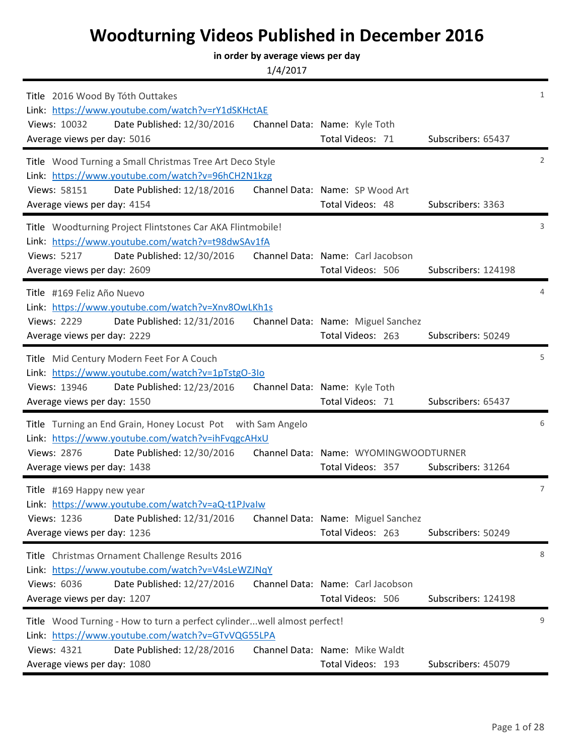# Woodturning Videos Published in December 2016

**in order by average views per day**

1/4/2017

---

**Title** 2016 Wood By Tóth Outtakes — 1
**Link:** https://www.youtube.com/watch?v=rY1dSKHctAE
**Views:** 10032 **Date Published:** 12/30/2016 **Channel Data:** **Name:** Kyle Toth
**Average views per day:** 5016 **Total Videos:** 71 **Subscribers:** 65437

---

**Title** Wood Turning a Small Christmas Tree Art Deco Style — 2
**Link:** https://www.youtube.com/watch?v=96hCH2N1kzg
**Views:** 58151 **Date Published:** 12/18/2016 **Channel Data:** **Name:** SP Wood Art
**Average views per day:** 4154 **Total Videos:** 48 **Subscribers:** 3363

---

**Title** Woodturning Project Flintstones Car AKA Flintmobile! — 3
**Link:** https://www.youtube.com/watch?v=t98dwSAv1fA
**Views:** 5217 **Date Published:** 12/30/2016 **Channel Data:** **Name:** Carl Jacobson
**Average views per day:** 2609 **Total Videos:** 506 **Subscribers:** 124198

---

**Title** #169 Feliz Año Nuevo — 4
**Link:** https://www.youtube.com/watch?v=Xnv8OwLKh1s
**Views:** 2229 **Date Published:** 12/31/2016 **Channel Data:** **Name:** Miguel Sanchez
**Average views per day:** 2229 **Total Videos:** 263 **Subscribers:** 50249

---

**Title** Mid Century Modern Feet For A Couch — 5
**Link:** https://www.youtube.com/watch?v=1pTstgO-3Io
**Views:** 13946 **Date Published:** 12/23/2016 **Channel Data:** **Name:** Kyle Toth
**Average views per day:** 1550 **Total Videos:** 71 **Subscribers:** 65437

---

**Title** Turning an End Grain, Honey Locust Pot with Sam Angelo — 6
**Link:** https://www.youtube.com/watch?v=ihFvqgcAHxU
**Views:** 2876 **Date Published:** 12/30/2016 **Channel Data:** **Name:** WYOMINGWOODTURNER
**Average views per day:** 1438 **Total Videos:** 357 **Subscribers:** 31264

---

**Title** #169 Happy new year — 7
**Link:** https://www.youtube.com/watch?v=aQ-t1PJvaIw
**Views:** 1236 **Date Published:** 12/31/2016 **Channel Data:** **Name:** Miguel Sanchez
**Average views per day:** 1236 **Total Videos:** 263 **Subscribers:** 50249

---

**Title** Christmas Ornament Challenge Results 2016 — 8
**Link:** https://www.youtube.com/watch?v=V4sLeWZJNqY
**Views:** 6036 **Date Published:** 12/27/2016 **Channel Data:** **Name:** Carl Jacobson
**Average views per day:** 1207 **Total Videos:** 506 **Subscribers:** 124198

---

**Title** Wood Turning - How to turn a perfect cylinder...well almost perfect! — 9
**Link:** https://www.youtube.com/watch?v=GTvVQG55LPA
**Views:** 4321 **Date Published:** 12/28/2016 **Channel Data:** **Name:** Mike Waldt
**Average views per day:** 1080 **Total Videos:** 193 **Subscribers:** 45079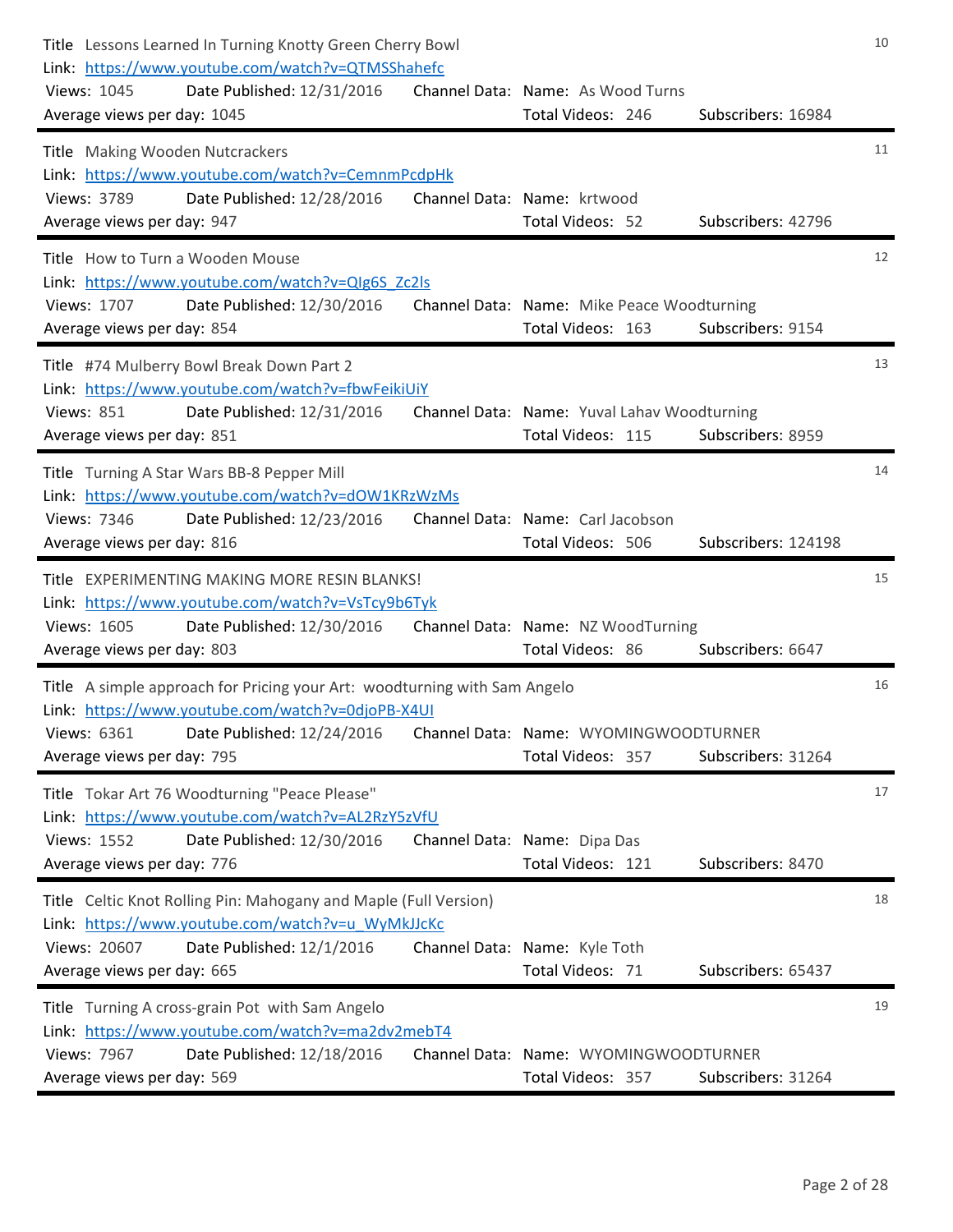**10**

Title Lessons Learned In Turning Knotty Green Cherry Bowl
Link: https://www.youtube.com/watch?v=QTMSShahefc
Views: 1045 Date Published: 12/31/2016 Channel Data: Name: As Wood Turns
Average views per day: 1045 Total Videos: 246 Subscribers: 16984

---

**11**

Title Making Wooden Nutcrackers
Link: https://www.youtube.com/watch?v=CemnmPcdpHk
Views: 3789 Date Published: 12/28/2016 Channel Data: Name: krtwood
Average views per day: 947 Total Videos: 52 Subscribers: 42796

---

**12**

Title How to Turn a Wooden Mouse
Link: https://www.youtube.com/watch?v=QIg6S_Zc2ls
Views: 1707 Date Published: 12/30/2016 Channel Data: Name: Mike Peace Woodturning
Average views per day: 854 Total Videos: 163 Subscribers: 9154

---

**13**

Title #74 Mulberry Bowl Break Down Part 2
Link: https://www.youtube.com/watch?v=fbwFeikiUiY
Views: 851 Date Published: 12/31/2016 Channel Data: Name: Yuval Lahav Woodturning
Average views per day: 851 Total Videos: 115 Subscribers: 8959

---

**14**

Title Turning A Star Wars BB-8 Pepper Mill
Link: https://www.youtube.com/watch?v=dOW1KRzWzMs
Views: 7346 Date Published: 12/23/2016 Channel Data: Name: Carl Jacobson
Average views per day: 816 Total Videos: 506 Subscribers: 124198

---

**15**

Title EXPERIMENTING MAKING MORE RESIN BLANKS!
Link: https://www.youtube.com/watch?v=VsTcy9b6Tyk
Views: 1605 Date Published: 12/30/2016 Channel Data: Name: NZ WoodTurning
Average views per day: 803 Total Videos: 86 Subscribers: 6647

---

**16**

Title A simple approach for Pricing your Art: woodturning with Sam Angelo
Link: https://www.youtube.com/watch?v=0djoPB-X4UI
Views: 6361 Date Published: 12/24/2016 Channel Data: Name: WYOMINGWOODTURNER
Average views per day: 795 Total Videos: 357 Subscribers: 31264

---

**17**

Title Tokar Art 76 Woodturning "Peace Please"
Link: https://www.youtube.com/watch?v=AL2RzY5zVfU
Views: 1552 Date Published: 12/30/2016 Channel Data: Name: Dipa Das
Average views per day: 776 Total Videos: 121 Subscribers: 8470

---

**18**

Title Celtic Knot Rolling Pin: Mahogany and Maple (Full Version)
Link: https://www.youtube.com/watch?v=u_WyMkJJcKc
Views: 20607 Date Published: 12/1/2016 Channel Data: Name: Kyle Toth
Average views per day: 665 Total Videos: 71 Subscribers: 65437

---

**19**

Title Turning A cross-grain Pot with Sam Angelo
Link: https://www.youtube.com/watch?v=ma2dv2mebT4
Views: 7967 Date Published: 12/18/2016 Channel Data: Name: WYOMINGWOODTURNER
Average views per day: 569 Total Videos: 357 Subscribers: 31264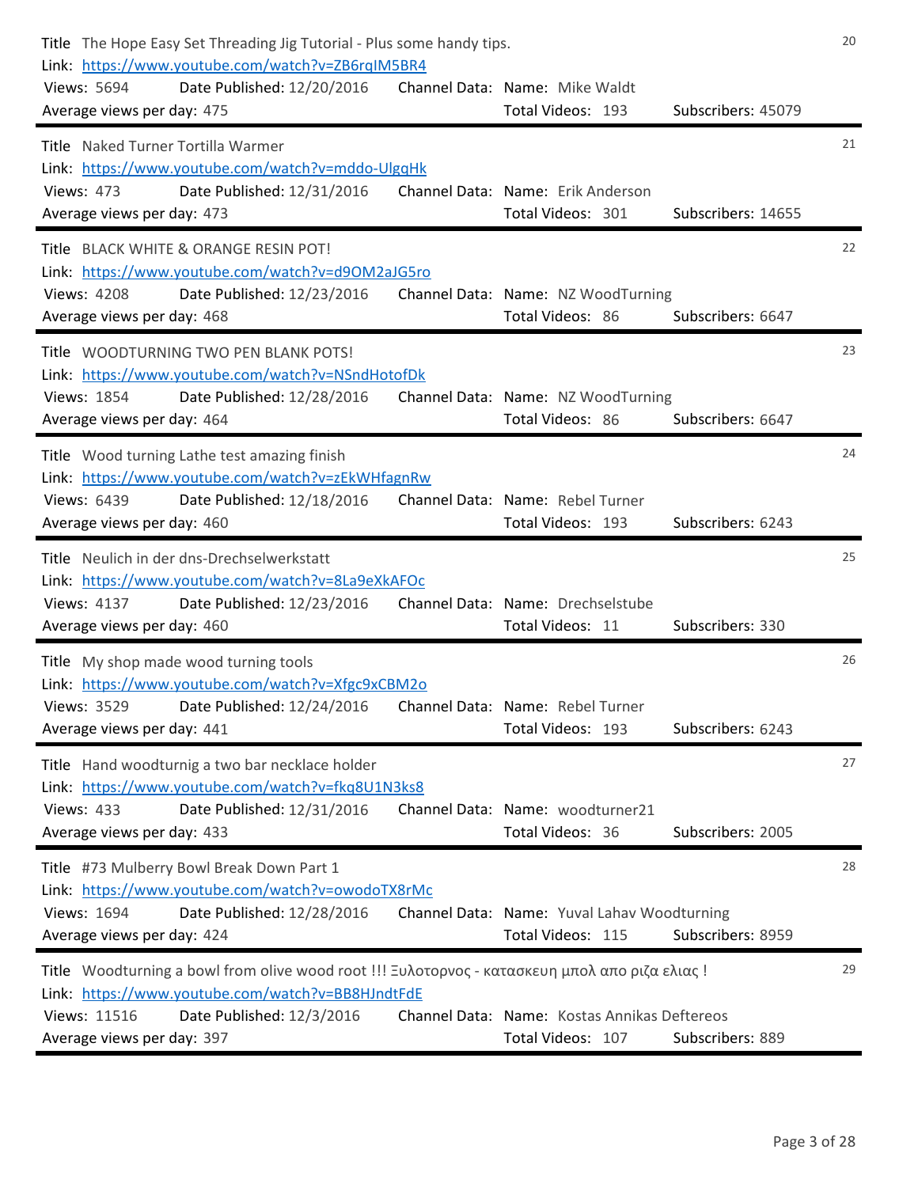**20**

Title: The Hope Easy Set Threading Jig Tutorial - Plus some handy tips.
Link: https://www.youtube.com/watch?v=ZB6rqIM5BR4
Views: 5694 | Date Published: 12/20/2016 | Channel Data: Name: Mike Waldt
Average views per day: 475 | Total Videos: 193 | Subscribers: 45079

---

**21**

Title: Naked Turner Tortilla Warmer
Link: https://www.youtube.com/watch?v=mddo-UlgqHk
Views: 473 | Date Published: 12/31/2016 | Channel Data: Name: Erik Anderson
Average views per day: 473 | Total Videos: 301 | Subscribers: 14655

---

**22**

Title: BLACK WHITE & ORANGE RESIN POT!
Link: https://www.youtube.com/watch?v=d9OM2aJG5ro
Views: 4208 | Date Published: 12/23/2016 | Channel Data: Name: NZ WoodTurning
Average views per day: 468 | Total Videos: 86 | Subscribers: 6647

---

**23**

Title: WOODTURNING TWO PEN BLANK POTS!
Link: https://www.youtube.com/watch?v=NSndHotofDk
Views: 1854 | Date Published: 12/28/2016 | Channel Data: Name: NZ WoodTurning
Average views per day: 464 | Total Videos: 86 | Subscribers: 6647

---

**24**

Title: Wood turning Lathe test amazing finish
Link: https://www.youtube.com/watch?v=zEkWHfagnRw
Views: 6439 | Date Published: 12/18/2016 | Channel Data: Name: Rebel Turner
Average views per day: 460 | Total Videos: 193 | Subscribers: 6243

---

**25**

Title: Neulich in der dns-Drechselwerkstatt
Link: https://www.youtube.com/watch?v=8La9eXkAFOc
Views: 4137 | Date Published: 12/23/2016 | Channel Data: Name: Drechselstube
Average views per day: 460 | Total Videos: 11 | Subscribers: 330

---

**26**

Title: My shop made wood turning tools
Link: https://www.youtube.com/watch?v=Xfgc9xCBM2o
Views: 3529 | Date Published: 12/24/2016 | Channel Data: Name: Rebel Turner
Average views per day: 441 | Total Videos: 193 | Subscribers: 6243

---

**27**

Title: Hand woodturnig a two bar necklace holder
Link: https://www.youtube.com/watch?v=fkq8U1N3ks8
Views: 433 | Date Published: 12/31/2016 | Channel Data: Name: woodturner21
Average views per day: 433 | Total Videos: 36 | Subscribers: 2005

---

**28**

Title: #73 Mulberry Bowl Break Down Part 1
Link: https://www.youtube.com/watch?v=owodoTX8rMc
Views: 1694 | Date Published: 12/28/2016 | Channel Data: Name: Yuval Lahav Woodturning
Average views per day: 424 | Total Videos: 115 | Subscribers: 8959

---

**29**

Title: Woodturning a bowl from olive wood root !!! Ξυλοτορνος - κατασκευη μπολ απο ριζα ελιας !
Link: https://www.youtube.com/watch?v=BB8HJndtFdE
Views: 11516 | Date Published: 12/3/2016 | Channel Data: Name: Kostas Annikas Deftereos
Average views per day: 397 | Total Videos: 107 | Subscribers: 889

---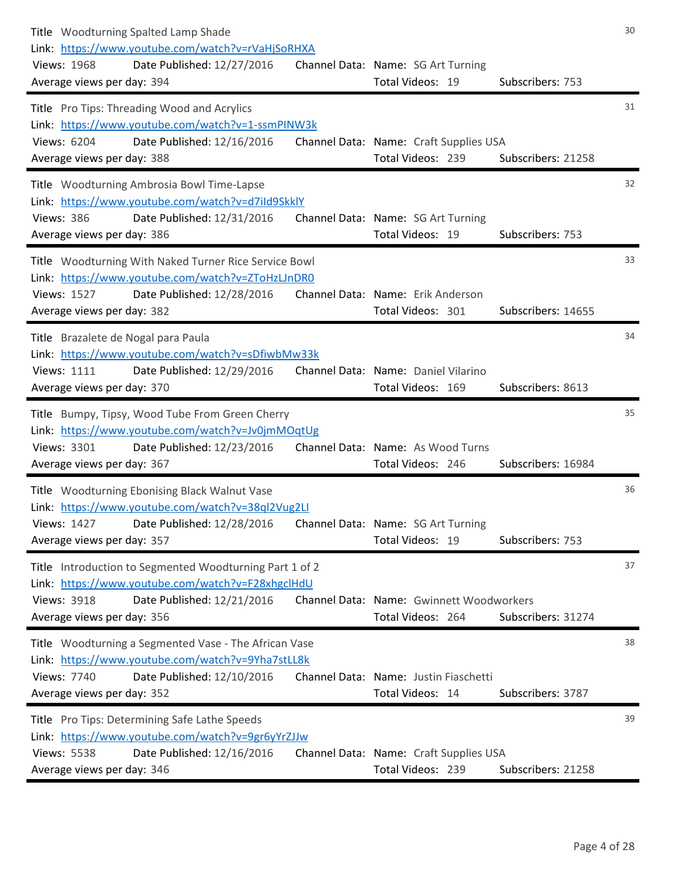**30**

Title Woodturning Spalted Lamp Shade
Link: https://www.youtube.com/watch?v=rVaHjSoRHXA
Views: 1968 Date Published: 12/27/2016 Channel Data: Name: SG Art Turning
Average views per day: 394 Total Videos: 19 Subscribers: 753

---

**31**

Title Pro Tips: Threading Wood and Acrylics
Link: https://www.youtube.com/watch?v=1-ssmPINW3k
Views: 6204 Date Published: 12/16/2016 Channel Data: Name: Craft Supplies USA
Average views per day: 388 Total Videos: 239 Subscribers: 21258

---

**32**

Title Woodturning Ambrosia Bowl Time-Lapse
Link: https://www.youtube.com/watch?v=d7iId9SkklY
Views: 386 Date Published: 12/31/2016 Channel Data: Name: SG Art Turning
Average views per day: 386 Total Videos: 19 Subscribers: 753

---

**33**

Title Woodturning With Naked Turner Rice Service Bowl
Link: https://www.youtube.com/watch?v=ZToHzLJnDR0
Views: 1527 Date Published: 12/28/2016 Channel Data: Name: Erik Anderson
Average views per day: 382 Total Videos: 301 Subscribers: 14655

---

**34**

Title Brazalete de Nogal para Paula
Link: https://www.youtube.com/watch?v=sDfiwbMw33k
Views: 1111 Date Published: 12/29/2016 Channel Data: Name: Daniel Vilarino
Average views per day: 370 Total Videos: 169 Subscribers: 8613

---

**35**

Title Bumpy, Tipsy, Wood Tube From Green Cherry
Link: https://www.youtube.com/watch?v=Jv0jmMOqtUg
Views: 3301 Date Published: 12/23/2016 Channel Data: Name: As Wood Turns
Average views per day: 367 Total Videos: 246 Subscribers: 16984

---

**36**

Title Woodturning Ebonising Black Walnut Vase
Link: https://www.youtube.com/watch?v=38ql2Vug2LI
Views: 1427 Date Published: 12/28/2016 Channel Data: Name: SG Art Turning
Average views per day: 357 Total Videos: 19 Subscribers: 753

---

**37**

Title Introduction to Segmented Woodturning Part 1 of 2
Link: https://www.youtube.com/watch?v=F28xhgclHdU
Views: 3918 Date Published: 12/21/2016 Channel Data: Name: Gwinnett Woodworkers
Average views per day: 356 Total Videos: 264 Subscribers: 31274

---

**38**

Title Woodturning a Segmented Vase - The African Vase
Link: https://www.youtube.com/watch?v=9Yha7stLL8k
Views: 7740 Date Published: 12/10/2016 Channel Data: Name: Justin Fiaschetti
Average views per day: 352 Total Videos: 14 Subscribers: 3787

---

**39**

Title Pro Tips: Determining Safe Lathe Speeds
Link: https://www.youtube.com/watch?v=9gr6yYrZJJw
Views: 5538 Date Published: 12/16/2016 Channel Data: Name: Craft Supplies USA
Average views per day: 346 Total Videos: 239 Subscribers: 21258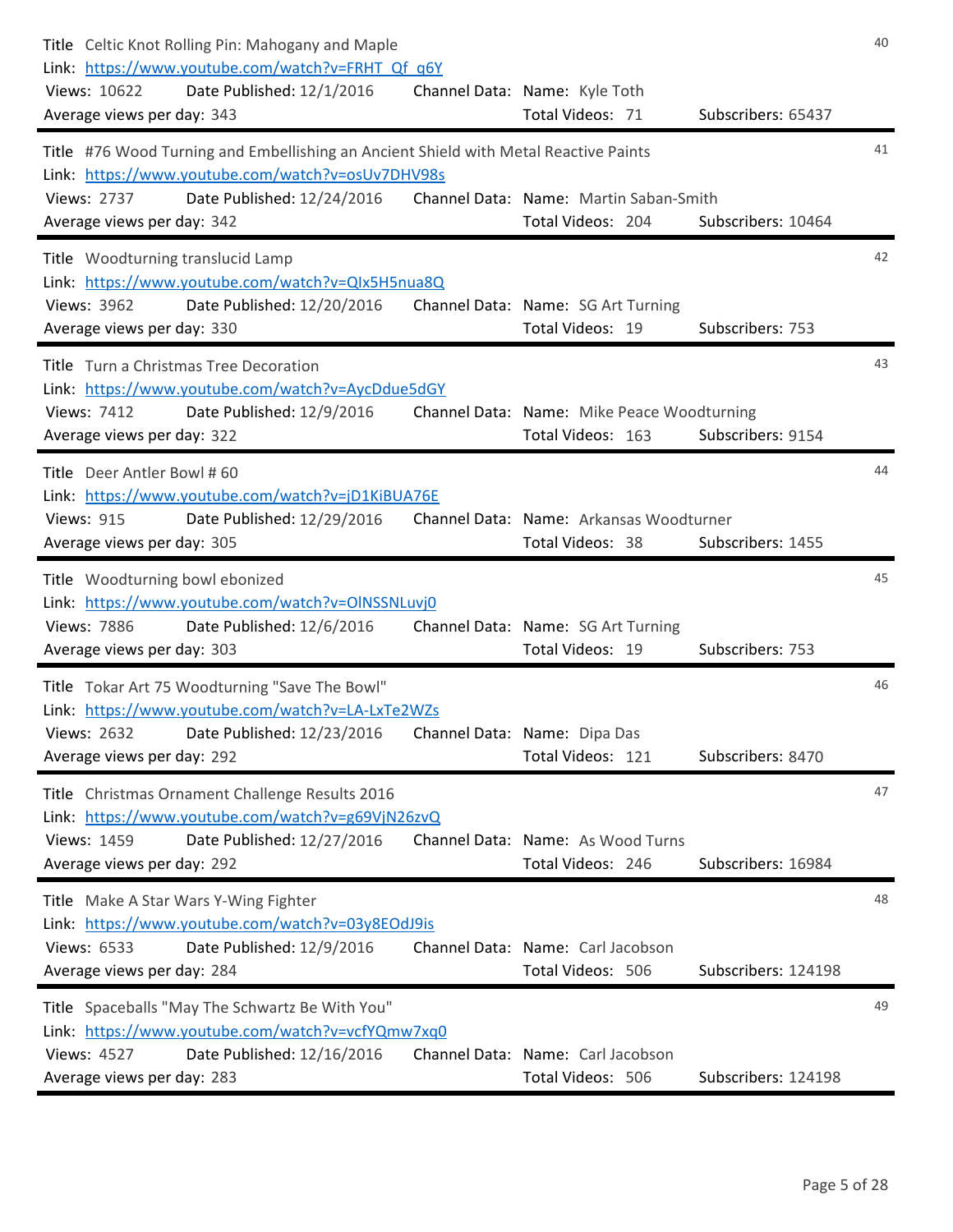40

Title Celtic Knot Rolling Pin: Mahogany and Maple
Link: https://www.youtube.com/watch?v=FRHT_Qf_q6Y
Views: 10622 Date Published: 12/1/2016 Channel Data: Name: Kyle Toth
Average views per day: 343 Total Videos: 71 Subscribers: 65437

---

41

Title #76 Wood Turning and Embellishing an Ancient Shield with Metal Reactive Paints
Link: https://www.youtube.com/watch?v=osUv7DHV98s
Views: 2737 Date Published: 12/24/2016 Channel Data: Name: Martin Saban-Smith
Average views per day: 342 Total Videos: 204 Subscribers: 10464

---

42

Title Woodturning translucid Lamp
Link: https://www.youtube.com/watch?v=QIx5H5nua8Q
Views: 3962 Date Published: 12/20/2016 Channel Data: Name: SG Art Turning
Average views per day: 330 Total Videos: 19 Subscribers: 753

---

43

Title Turn a Christmas Tree Decoration
Link: https://www.youtube.com/watch?v=AycDdue5dGY
Views: 7412 Date Published: 12/9/2016 Channel Data: Name: Mike Peace Woodturning
Average views per day: 322 Total Videos: 163 Subscribers: 9154

---

44

Title Deer Antler Bowl # 60
Link: https://www.youtube.com/watch?v=jD1KiBUA76E
Views: 915 Date Published: 12/29/2016 Channel Data: Name: Arkansas Woodturner
Average views per day: 305 Total Videos: 38 Subscribers: 1455

---

45

Title Woodturning bowl ebonized
Link: https://www.youtube.com/watch?v=OlNSSNLuvj0
Views: 7886 Date Published: 12/6/2016 Channel Data: Name: SG Art Turning
Average views per day: 303 Total Videos: 19 Subscribers: 753

---

46

Title Tokar Art 75 Woodturning "Save The Bowl"
Link: https://www.youtube.com/watch?v=LA-LxTe2WZs
Views: 2632 Date Published: 12/23/2016 Channel Data: Name: Dipa Das
Average views per day: 292 Total Videos: 121 Subscribers: 8470

---

47

Title Christmas Ornament Challenge Results 2016
Link: https://www.youtube.com/watch?v=g69VjN26zvQ
Views: 1459 Date Published: 12/27/2016 Channel Data: Name: As Wood Turns
Average views per day: 292 Total Videos: 246 Subscribers: 16984

---

48

Title Make A Star Wars Y-Wing Fighter
Link: https://www.youtube.com/watch?v=03y8EOdJ9is
Views: 6533 Date Published: 12/9/2016 Channel Data: Name: Carl Jacobson
Average views per day: 284 Total Videos: 506 Subscribers: 124198

---

49

Title Spaceballs "May The Schwartz Be With You"
Link: https://www.youtube.com/watch?v=vcfYQmw7xq0
Views: 4527 Date Published: 12/16/2016 Channel Data: Name: Carl Jacobson
Average views per day: 283 Total Videos: 506 Subscribers: 124198

---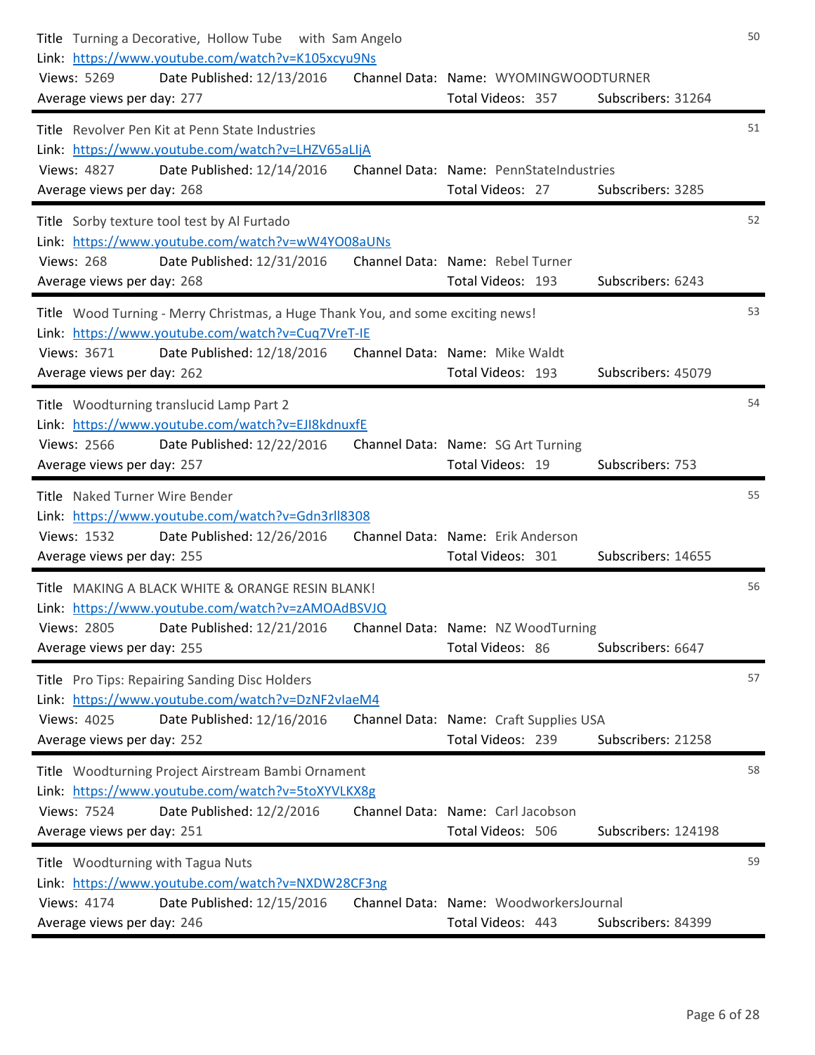**50**

Title Turning a Decorative, Hollow Tube with Sam Angelo
Link: https://www.youtube.com/watch?v=K105xcyu9Ns
Views: 5269 Date Published: 12/13/2016 Channel Data: Name: WYOMINGWOODTURNER
Average views per day: 277 Total Videos: 357 Subscribers: 31264

---

**51**

Title Revolver Pen Kit at Penn State Industries
Link: https://www.youtube.com/watch?v=LHZV65aLIjA
Views: 4827 Date Published: 12/14/2016 Channel Data: Name: PennStateIndustries
Average views per day: 268 Total Videos: 27 Subscribers: 3285

---

**52**

Title Sorby texture tool test by Al Furtado
Link: https://www.youtube.com/watch?v=wW4YO08aUNs
Views: 268 Date Published: 12/31/2016 Channel Data: Name: Rebel Turner
Average views per day: 268 Total Videos: 193 Subscribers: 6243

---

**53**

Title Wood Turning - Merry Christmas, a Huge Thank You, and some exciting news!
Link: https://www.youtube.com/watch?v=Cuq7VreT-IE
Views: 3671 Date Published: 12/18/2016 Channel Data: Name: Mike Waldt
Average views per day: 262 Total Videos: 193 Subscribers: 45079

---

**54**

Title Woodturning translucid Lamp Part 2
Link: https://www.youtube.com/watch?v=EJI8kdnuxfE
Views: 2566 Date Published: 12/22/2016 Channel Data: Name: SG Art Turning
Average views per day: 257 Total Videos: 19 Subscribers: 753

---

**55**

Title Naked Turner Wire Bender
Link: https://www.youtube.com/watch?v=Gdn3rll8308
Views: 1532 Date Published: 12/26/2016 Channel Data: Name: Erik Anderson
Average views per day: 255 Total Videos: 301 Subscribers: 14655

---

**56**

Title MAKING A BLACK WHITE & ORANGE RESIN BLANK!
Link: https://www.youtube.com/watch?v=zAMOAdBSVJQ
Views: 2805 Date Published: 12/21/2016 Channel Data: Name: NZ WoodTurning
Average views per day: 255 Total Videos: 86 Subscribers: 6647

---

**57**

Title Pro Tips: Repairing Sanding Disc Holders
Link: https://www.youtube.com/watch?v=DzNF2vIaeM4
Views: 4025 Date Published: 12/16/2016 Channel Data: Name: Craft Supplies USA
Average views per day: 252 Total Videos: 239 Subscribers: 21258

---

**58**

Title Woodturning Project Airstream Bambi Ornament
Link: https://www.youtube.com/watch?v=5toXYVLKX8g
Views: 7524 Date Published: 12/2/2016 Channel Data: Name: Carl Jacobson
Average views per day: 251 Total Videos: 506 Subscribers: 124198

---

**59**

Title Woodturning with Tagua Nuts
Link: https://www.youtube.com/watch?v=NXDW28CF3ng
Views: 4174 Date Published: 12/15/2016 Channel Data: Name: WoodworkersJournal
Average views per day: 246 Total Videos: 443 Subscribers: 84399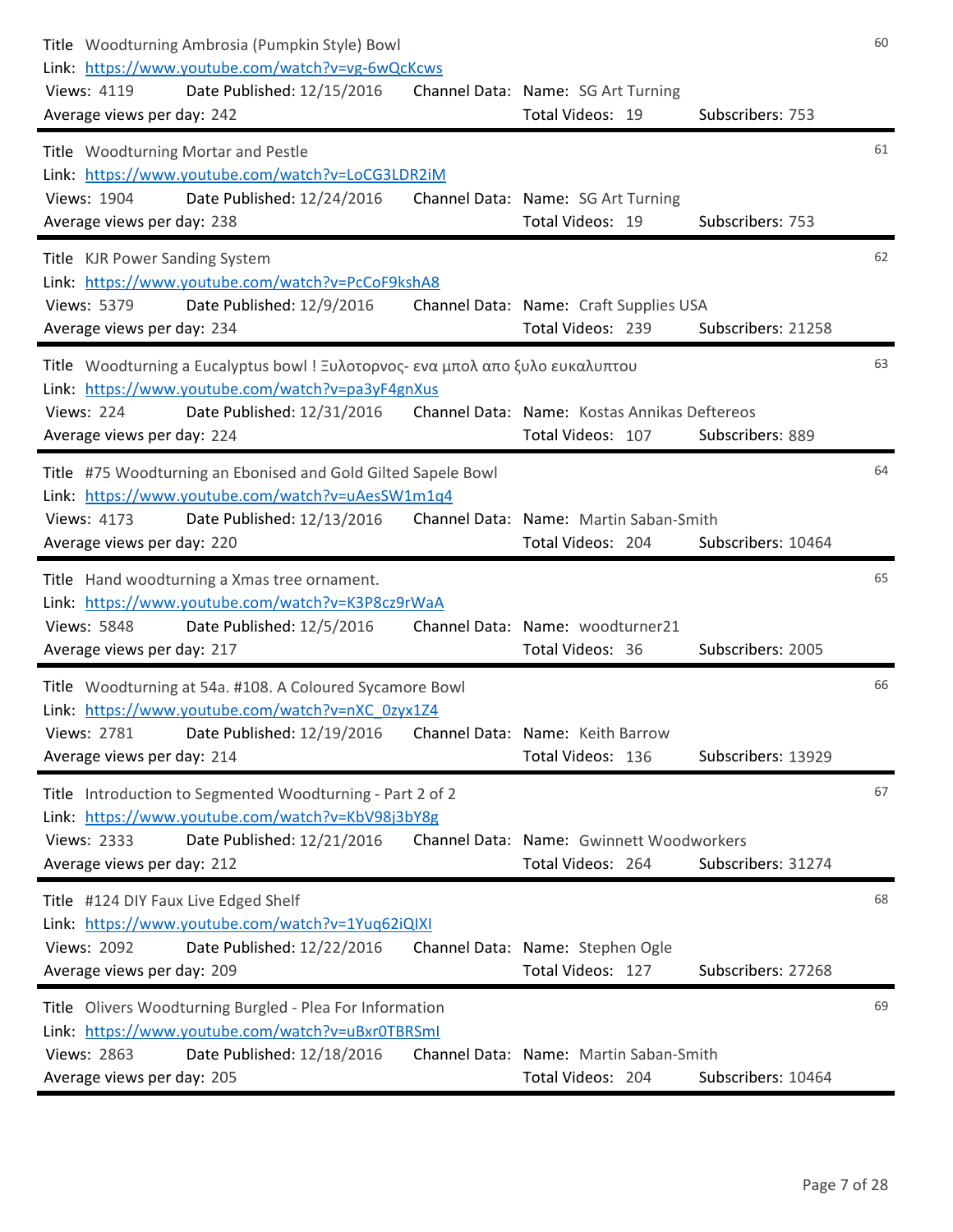**60**

Title: Woodturning Ambrosia (Pumpkin Style) Bowl
Link: https://www.youtube.com/watch?v=vg-6wQcKcws
Views: 4119 | Date Published: 12/15/2016 | Channel Data: Name: SG Art Turning
Average views per day: 242 | Total Videos: 19 | Subscribers: 753

---

**61**

Title: Woodturning Mortar and Pestle
Link: https://www.youtube.com/watch?v=LoCG3LDR2iM
Views: 1904 | Date Published: 12/24/2016 | Channel Data: Name: SG Art Turning
Average views per day: 238 | Total Videos: 19 | Subscribers: 753

---

**62**

Title: KJR Power Sanding System
Link: https://www.youtube.com/watch?v=PcCoF9kshA8
Views: 5379 | Date Published: 12/9/2016 | Channel Data: Name: Craft Supplies USA
Average views per day: 234 | Total Videos: 239 | Subscribers: 21258

---

**63**

Title: Woodturning a Eucalyptus bowl ! Ξυλοτορνος- ενα μπολ απο ξυλο ευκαλυπτου
Link: https://www.youtube.com/watch?v=pa3yF4gnXus
Views: 224 | Date Published: 12/31/2016 | Channel Data: Name: Kostas Annikas Deftereos
Average views per day: 224 | Total Videos: 107 | Subscribers: 889

---

**64**

Title: #75 Woodturning an Ebonised and Gold Gilted Sapele Bowl
Link: https://www.youtube.com/watch?v=uAesSW1m1q4
Views: 4173 | Date Published: 12/13/2016 | Channel Data: Name: Martin Saban-Smith
Average views per day: 220 | Total Videos: 204 | Subscribers: 10464

---

**65**

Title: Hand woodturning a Xmas tree ornament.
Link: https://www.youtube.com/watch?v=K3P8cz9rWaA
Views: 5848 | Date Published: 12/5/2016 | Channel Data: Name: woodturner21
Average views per day: 217 | Total Videos: 36 | Subscribers: 2005

---

**66**

Title: Woodturning at 54a. #108. A Coloured Sycamore Bowl
Link: https://www.youtube.com/watch?v=nXC_0zyx1Z4
Views: 2781 | Date Published: 12/19/2016 | Channel Data: Name: Keith Barrow
Average views per day: 214 | Total Videos: 136 | Subscribers: 13929

---

**67**

Title: Introduction to Segmented Woodturning - Part 2 of 2
Link: https://www.youtube.com/watch?v=KbV98j3bY8g
Views: 2333 | Date Published: 12/21/2016 | Channel Data: Name: Gwinnett Woodworkers
Average views per day: 212 | Total Videos: 264 | Subscribers: 31274

---

**68**

Title: #124 DIY Faux Live Edged Shelf
Link: https://www.youtube.com/watch?v=1Yuq62iQIXI
Views: 2092 | Date Published: 12/22/2016 | Channel Data: Name: Stephen Ogle
Average views per day: 209 | Total Videos: 127 | Subscribers: 27268

---

**69**

Title: Olivers Woodturning Burgled - Plea For Information
Link: https://www.youtube.com/watch?v=uBxr0TBRSmI
Views: 2863 | Date Published: 12/18/2016 | Channel Data: Name: Martin Saban-Smith
Average views per day: 205 | Total Videos: 204 | Subscribers: 10464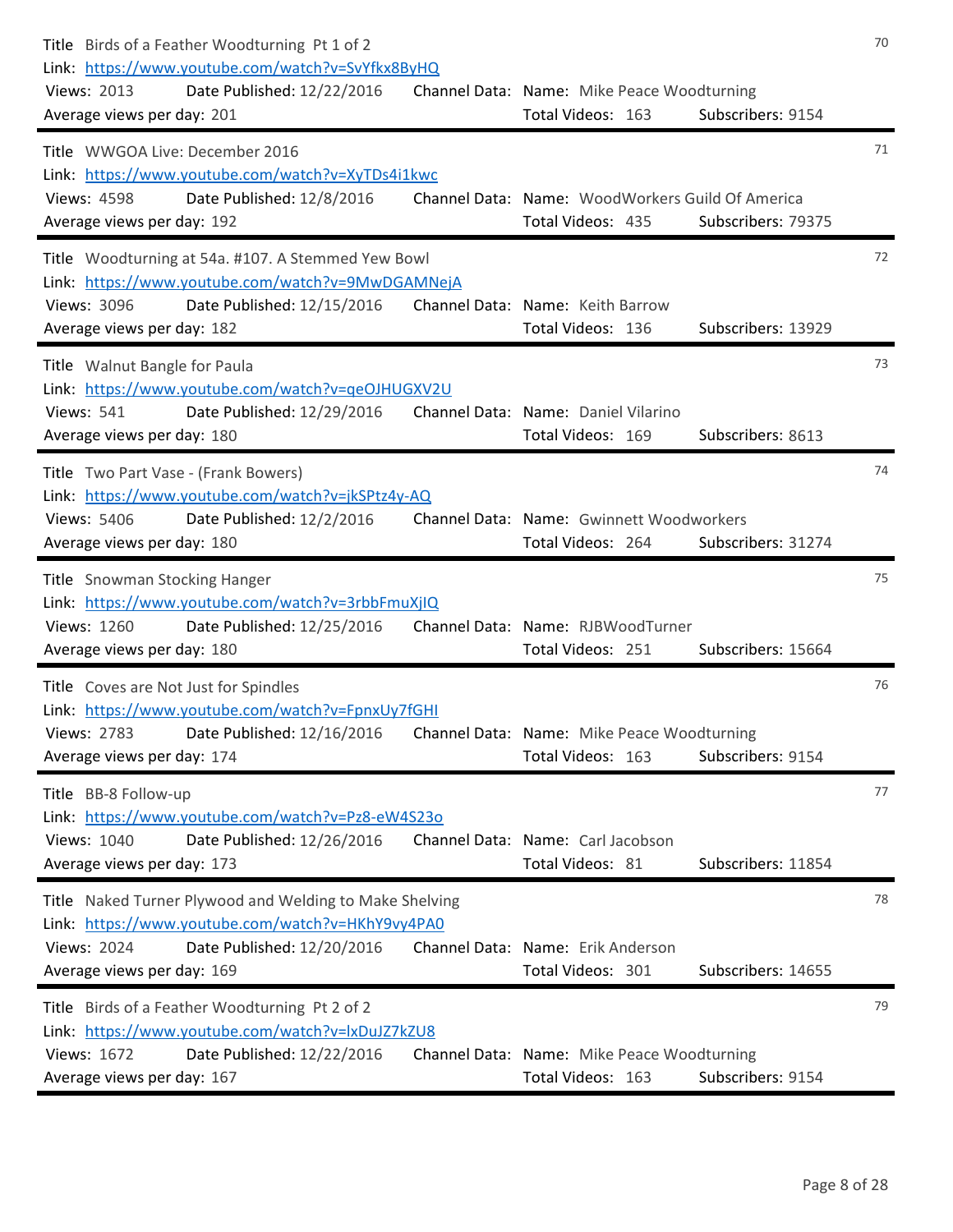70

Title Birds of a Feather Woodturning Pt 1 of 2
Link: https://www.youtube.com/watch?v=SvYfkx8ByHQ
Views: 2013 Date Published: 12/22/2016 Channel Data: Name: Mike Peace Woodturning
Average views per day: 201 Total Videos: 163 Subscribers: 9154

---

71

Title WWGOA Live: December 2016
Link: https://www.youtube.com/watch?v=XyTDs4i1kwc
Views: 4598 Date Published: 12/8/2016 Channel Data: Name: WoodWorkers Guild Of America
Average views per day: 192 Total Videos: 435 Subscribers: 79375

---

72

Title Woodturning at 54a. #107. A Stemmed Yew Bowl
Link: https://www.youtube.com/watch?v=9MwDGAMNejA
Views: 3096 Date Published: 12/15/2016 Channel Data: Name: Keith Barrow
Average views per day: 182 Total Videos: 136 Subscribers: 13929

---

73

Title Walnut Bangle for Paula
Link: https://www.youtube.com/watch?v=qeOJHUGXV2U
Views: 541 Date Published: 12/29/2016 Channel Data: Name: Daniel Vilarino
Average views per day: 180 Total Videos: 169 Subscribers: 8613

---

74

Title Two Part Vase - (Frank Bowers)
Link: https://www.youtube.com/watch?v=jkSPtz4y-AQ
Views: 5406 Date Published: 12/2/2016 Channel Data: Name: Gwinnett Woodworkers
Average views per day: 180 Total Videos: 264 Subscribers: 31274

---

75

Title Snowman Stocking Hanger
Link: https://www.youtube.com/watch?v=3rbbFmuXjIQ
Views: 1260 Date Published: 12/25/2016 Channel Data: Name: RJBWoodTurner
Average views per day: 180 Total Videos: 251 Subscribers: 15664

---

76

Title Coves are Not Just for Spindles
Link: https://www.youtube.com/watch?v=FpnxUy7fGHI
Views: 2783 Date Published: 12/16/2016 Channel Data: Name: Mike Peace Woodturning
Average views per day: 174 Total Videos: 163 Subscribers: 9154

---

77

Title BB-8 Follow-up
Link: https://www.youtube.com/watch?v=Pz8-eW4S23o
Views: 1040 Date Published: 12/26/2016 Channel Data: Name: Carl Jacobson
Average views per day: 173 Total Videos: 81 Subscribers: 11854

---

78

Title Naked Turner Plywood and Welding to Make Shelving
Link: https://www.youtube.com/watch?v=HKhY9vy4PA0
Views: 2024 Date Published: 12/20/2016 Channel Data: Name: Erik Anderson
Average views per day: 169 Total Videos: 301 Subscribers: 14655

---

79

Title Birds of a Feather Woodturning Pt 2 of 2
Link: https://www.youtube.com/watch?v=lxDuJZ7kZU8
Views: 1672 Date Published: 12/22/2016 Channel Data: Name: Mike Peace Woodturning
Average views per day: 167 Total Videos: 163 Subscribers: 9154

---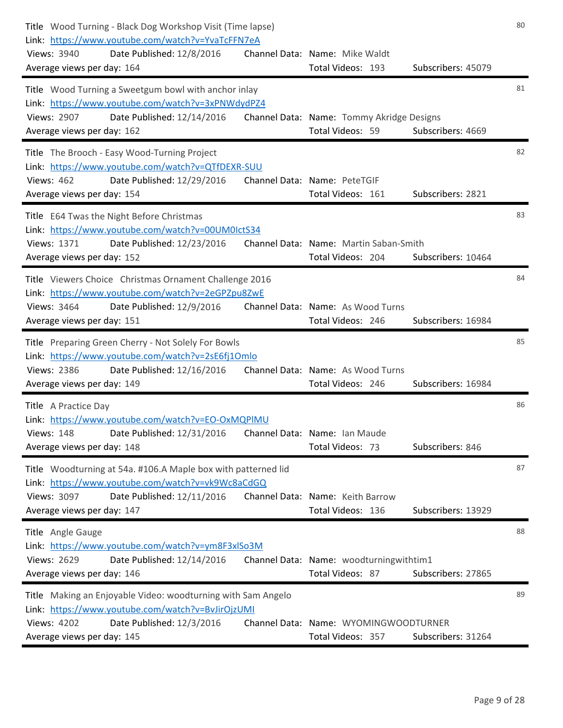80

Title Wood Turning - Black Dog Workshop Visit (Time lapse)
Link: https://www.youtube.com/watch?v=YvaTcFFN7eA
Views: 3940 Date Published: 12/8/2016 Channel Data: Name: Mike Waldt
Average views per day: 164 Total Videos: 193 Subscribers: 45079

---

81

Title Wood Turning a Sweetgum bowl with anchor inlay
Link: https://www.youtube.com/watch?v=3xPNWdydPZ4
Views: 2907 Date Published: 12/14/2016 Channel Data: Name: Tommy Akridge Designs
Average views per day: 162 Total Videos: 59 Subscribers: 4669

---

82

Title The Brooch - Easy Wood-Turning Project
Link: https://www.youtube.com/watch?v=QTfDEXR-SUU
Views: 462 Date Published: 12/29/2016 Channel Data: Name: PeteTGIF
Average views per day: 154 Total Videos: 161 Subscribers: 2821

---

83

Title E64 Twas the Night Before Christmas
Link: https://www.youtube.com/watch?v=00UM0IctS34
Views: 1371 Date Published: 12/23/2016 Channel Data: Name: Martin Saban-Smith
Average views per day: 152 Total Videos: 204 Subscribers: 10464

---

84

Title Viewers Choice Christmas Ornament Challenge 2016
Link: https://www.youtube.com/watch?v=2eGPZpu8ZwE
Views: 3464 Date Published: 12/9/2016 Channel Data: Name: As Wood Turns
Average views per day: 151 Total Videos: 246 Subscribers: 16984

---

85

Title Preparing Green Cherry - Not Solely For Bowls
Link: https://www.youtube.com/watch?v=2sE6fj1Omlo
Views: 2386 Date Published: 12/16/2016 Channel Data: Name: As Wood Turns
Average views per day: 149 Total Videos: 246 Subscribers: 16984

---

86

Title A Practice Day
Link: https://www.youtube.com/watch?v=EO-OxMQPlMU
Views: 148 Date Published: 12/31/2016 Channel Data: Name: Ian Maude
Average views per day: 148 Total Videos: 73 Subscribers: 846

---

87

Title Woodturning at 54a. #106.A Maple box with patterned lid
Link: https://www.youtube.com/watch?v=vk9Wc8aCdGQ
Views: 3097 Date Published: 12/11/2016 Channel Data: Name: Keith Barrow
Average views per day: 147 Total Videos: 136 Subscribers: 13929

---

88

Title Angle Gauge
Link: https://www.youtube.com/watch?v=ym8F3xlSo3M
Views: 2629 Date Published: 12/14/2016 Channel Data: Name: woodturningwithtim1
Average views per day: 146 Total Videos: 87 Subscribers: 27865

---

89

Title Making an Enjoyable Video: woodturning with Sam Angelo
Link: https://www.youtube.com/watch?v=BvJirOjzUMI
Views: 4202 Date Published: 12/3/2016 Channel Data: Name: WYOMINGWOODTURNER
Average views per day: 145 Total Videos: 357 Subscribers: 31264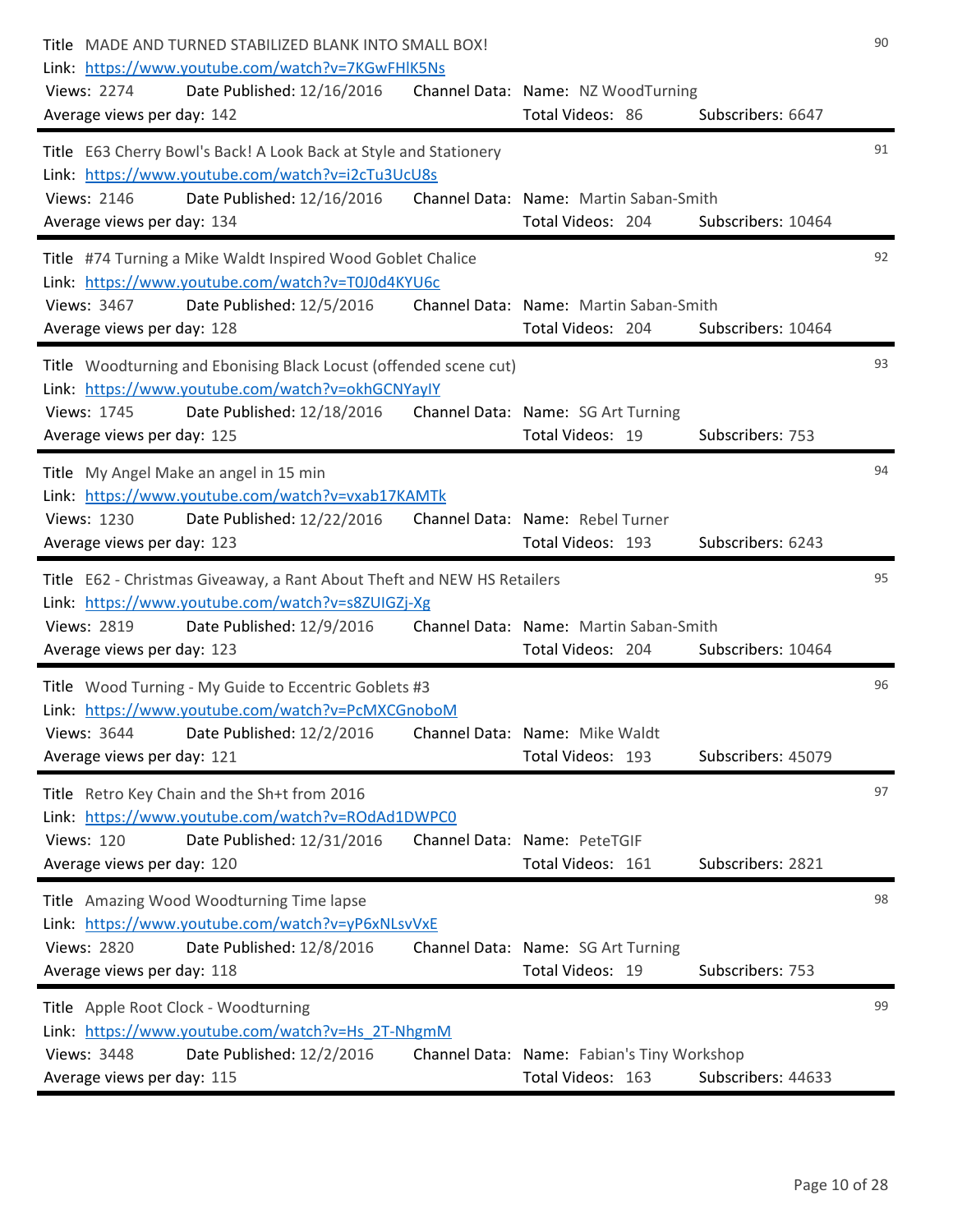Title MADE AND TURNED STABILIZED BLANK INTO SMALL BOX! — 90
Link: https://www.youtube.com/watch?v=7KGwFHlK5Ns
Views: 2274 Date Published: 12/16/2016 Channel Data: Name: NZ WoodTurning
Average views per day: 142 Total Videos: 86 Subscribers: 6647

---

Title E63 Cherry Bowl's Back! A Look Back at Style and Stationery — 91
Link: https://www.youtube.com/watch?v=i2cTu3UcU8s
Views: 2146 Date Published: 12/16/2016 Channel Data: Name: Martin Saban-Smith
Average views per day: 134 Total Videos: 204 Subscribers: 10464

---

Title #74 Turning a Mike Waldt Inspired Wood Goblet Chalice — 92
Link: https://www.youtube.com/watch?v=T0J0d4KYU6c
Views: 3467 Date Published: 12/5/2016 Channel Data: Name: Martin Saban-Smith
Average views per day: 128 Total Videos: 204 Subscribers: 10464

---

Title Woodturning and Ebonising Black Locust (offended scene cut) — 93
Link: https://www.youtube.com/watch?v=okhGCNYayIY
Views: 1745 Date Published: 12/18/2016 Channel Data: Name: SG Art Turning
Average views per day: 125 Total Videos: 19 Subscribers: 753

---

Title My Angel Make an angel in 15 min — 94
Link: https://www.youtube.com/watch?v=vxab17KAMTk
Views: 1230 Date Published: 12/22/2016 Channel Data: Name: Rebel Turner
Average views per day: 123 Total Videos: 193 Subscribers: 6243

---

Title E62 - Christmas Giveaway, a Rant About Theft and NEW HS Retailers — 95
Link: https://www.youtube.com/watch?v=s8ZUIGZj-Xg
Views: 2819 Date Published: 12/9/2016 Channel Data: Name: Martin Saban-Smith
Average views per day: 123 Total Videos: 204 Subscribers: 10464

---

Title Wood Turning - My Guide to Eccentric Goblets #3 — 96
Link: https://www.youtube.com/watch?v=PcMXCGnoboM
Views: 3644 Date Published: 12/2/2016 Channel Data: Name: Mike Waldt
Average views per day: 121 Total Videos: 193 Subscribers: 45079

---

Title Retro Key Chain and the Sh+t from 2016 — 97
Link: https://www.youtube.com/watch?v=ROdAd1DWPC0
Views: 120 Date Published: 12/31/2016 Channel Data: Name: PeteTGIF
Average views per day: 120 Total Videos: 161 Subscribers: 2821

---

Title Amazing Wood Woodturning Time lapse — 98
Link: https://www.youtube.com/watch?v=yP6xNLsvVxE
Views: 2820 Date Published: 12/8/2016 Channel Data: Name: SG Art Turning
Average views per day: 118 Total Videos: 19 Subscribers: 753

---

Title Apple Root Clock - Woodturning — 99
Link: https://www.youtube.com/watch?v=Hs_2T-NhgmM
Views: 3448 Date Published: 12/2/2016 Channel Data: Name: Fabian's Tiny Workshop
Average views per day: 115 Total Videos: 163 Subscribers: 44633

---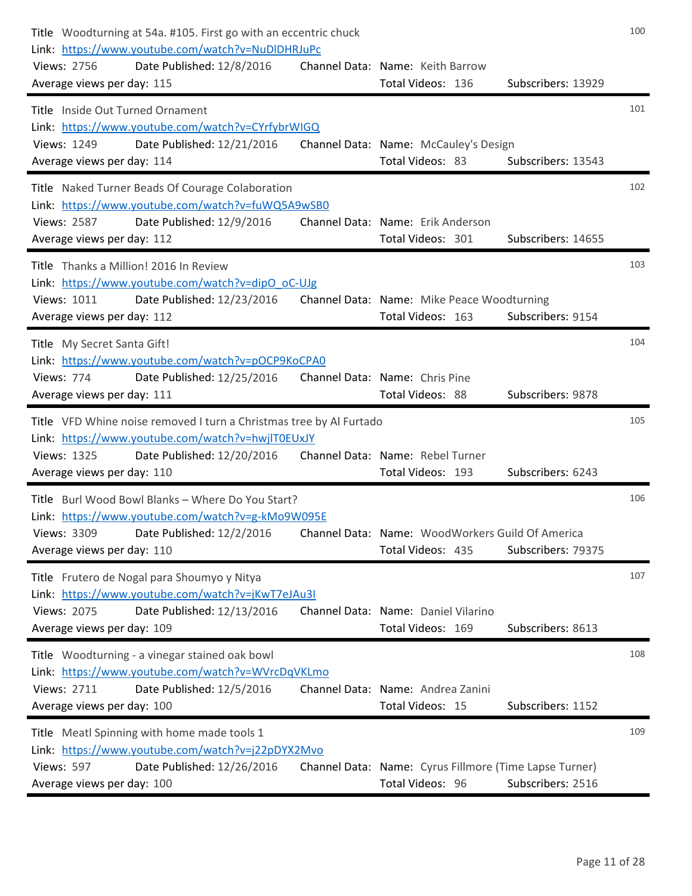Title Woodturning at 54a. #105. First go with an eccentric chuck
Link: https://www.youtube.com/watch?v=NuDlDHRJuPc
Views: 2756 Date Published: 12/8/2016 Channel Data: Name: Keith Barrow
Average views per day: 115 Total Videos: 136 Subscribers: 13929

100

---

Title Inside Out Turned Ornament
Link: https://www.youtube.com/watch?v=CYrfybrWIGQ
Views: 1249 Date Published: 12/21/2016 Channel Data: Name: McCauley's Design
Average views per day: 114 Total Videos: 83 Subscribers: 13543

101

---

Title Naked Turner Beads Of Courage Colaboration
Link: https://www.youtube.com/watch?v=fuWQ5A9wSB0
Views: 2587 Date Published: 12/9/2016 Channel Data: Name: Erik Anderson
Average views per day: 112 Total Videos: 301 Subscribers: 14655

102

---

Title Thanks a Million! 2016 In Review
Link: https://www.youtube.com/watch?v=dipO_oC-UJg
Views: 1011 Date Published: 12/23/2016 Channel Data: Name: Mike Peace Woodturning
Average views per day: 112 Total Videos: 163 Subscribers: 9154

103

---

Title My Secret Santa Gift!
Link: https://www.youtube.com/watch?v=pOCP9KoCPA0
Views: 774 Date Published: 12/25/2016 Channel Data: Name: Chris Pine
Average views per day: 111 Total Videos: 88 Subscribers: 9878

104

---

Title VFD Whine noise removed I turn a Christmas tree by Al Furtado
Link: https://www.youtube.com/watch?v=hwjlT0EUxJY
Views: 1325 Date Published: 12/20/2016 Channel Data: Name: Rebel Turner
Average views per day: 110 Total Videos: 193 Subscribers: 6243

105

---

Title Burl Wood Bowl Blanks – Where Do You Start?
Link: https://www.youtube.com/watch?v=g-kMo9W095E
Views: 3309 Date Published: 12/2/2016 Channel Data: Name: WoodWorkers Guild Of America
Average views per day: 110 Total Videos: 435 Subscribers: 79375

106

---

Title Frutero de Nogal para Shoumyo y Nitya
Link: https://www.youtube.com/watch?v=jKwT7eJAu3I
Views: 2075 Date Published: 12/13/2016 Channel Data: Name: Daniel Vilarino
Average views per day: 109 Total Videos: 169 Subscribers: 8613

107

---

Title Woodturning - a vinegar stained oak bowl
Link: https://www.youtube.com/watch?v=WVrcDqVKLmo
Views: 2711 Date Published: 12/5/2016 Channel Data: Name: Andrea Zanini
Average views per day: 100 Total Videos: 15 Subscribers: 1152

108

---

Title Meatl Spinning with home made tools 1
Link: https://www.youtube.com/watch?v=j22pDYX2Mvo
Views: 597 Date Published: 12/26/2016 Channel Data: Name: Cyrus Fillmore (Time Lapse Turner)
Average views per day: 100 Total Videos: 96 Subscribers: 2516

109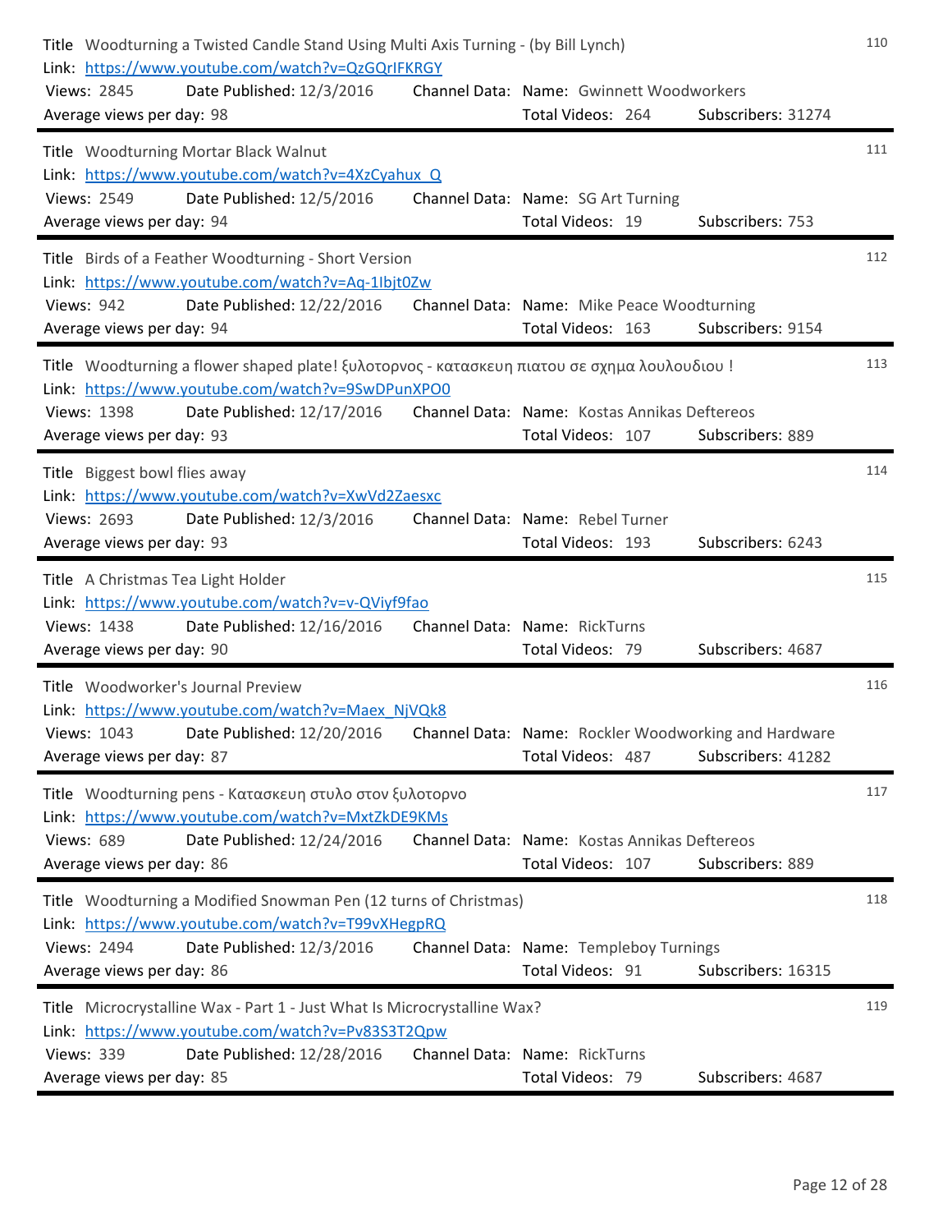110

Title Woodturning a Twisted Candle Stand Using Multi Axis Turning - (by Bill Lynch)
Link: https://www.youtube.com/watch?v=QzGQrIFKRGY
Views: 2845 Date Published: 12/3/2016 Channel Data: Name: Gwinnett Woodworkers
Average views per day: 98 Total Videos: 264 Subscribers: 31274

---

111

Title Woodturning Mortar Black Walnut
Link: https://www.youtube.com/watch?v=4XzCyahux_Q
Views: 2549 Date Published: 12/5/2016 Channel Data: Name: SG Art Turning
Average views per day: 94 Total Videos: 19 Subscribers: 753

---

112

Title Birds of a Feather Woodturning - Short Version
Link: https://www.youtube.com/watch?v=Aq-1Ibjt0Zw
Views: 942 Date Published: 12/22/2016 Channel Data: Name: Mike Peace Woodturning
Average views per day: 94 Total Videos: 163 Subscribers: 9154

---

113

Title Woodturning a flower shaped plate! ξυλοτορνος - κατασκευη πιατου σε σχημα λουλουδιου !
Link: https://www.youtube.com/watch?v=9SwDPunXPO0
Views: 1398 Date Published: 12/17/2016 Channel Data: Name: Kostas Annikas Deftereos
Average views per day: 93 Total Videos: 107 Subscribers: 889

---

114

Title Biggest bowl flies away
Link: https://www.youtube.com/watch?v=XwVd2Zaesxc
Views: 2693 Date Published: 12/3/2016 Channel Data: Name: Rebel Turner
Average views per day: 93 Total Videos: 193 Subscribers: 6243

---

115

Title A Christmas Tea Light Holder
Link: https://www.youtube.com/watch?v=v-QViyf9fao
Views: 1438 Date Published: 12/16/2016 Channel Data: Name: RickTurns
Average views per day: 90 Total Videos: 79 Subscribers: 4687

---

116

Title Woodworker's Journal Preview
Link: https://www.youtube.com/watch?v=Maex_NjVQk8
Views: 1043 Date Published: 12/20/2016 Channel Data: Name: Rockler Woodworking and Hardware
Average views per day: 87 Total Videos: 487 Subscribers: 41282

---

117

Title Woodturning pens - Κατασκευη στυλο στον ξυλοτορνο
Link: https://www.youtube.com/watch?v=MxtZkDE9KMs
Views: 689 Date Published: 12/24/2016 Channel Data: Name: Kostas Annikas Deftereos
Average views per day: 86 Total Videos: 107 Subscribers: 889

---

118

Title Woodturning a Modified Snowman Pen (12 turns of Christmas)
Link: https://www.youtube.com/watch?v=T99vXHegpRQ
Views: 2494 Date Published: 12/3/2016 Channel Data: Name: Templeboy Turnings
Average views per day: 86 Total Videos: 91 Subscribers: 16315

---

119

Title Microcrystalline Wax - Part 1 - Just What Is Microcrystalline Wax?
Link: https://www.youtube.com/watch?v=Pv83S3T2Qpw
Views: 339 Date Published: 12/28/2016 Channel Data: Name: RickTurns
Average views per day: 85 Total Videos: 79 Subscribers: 4687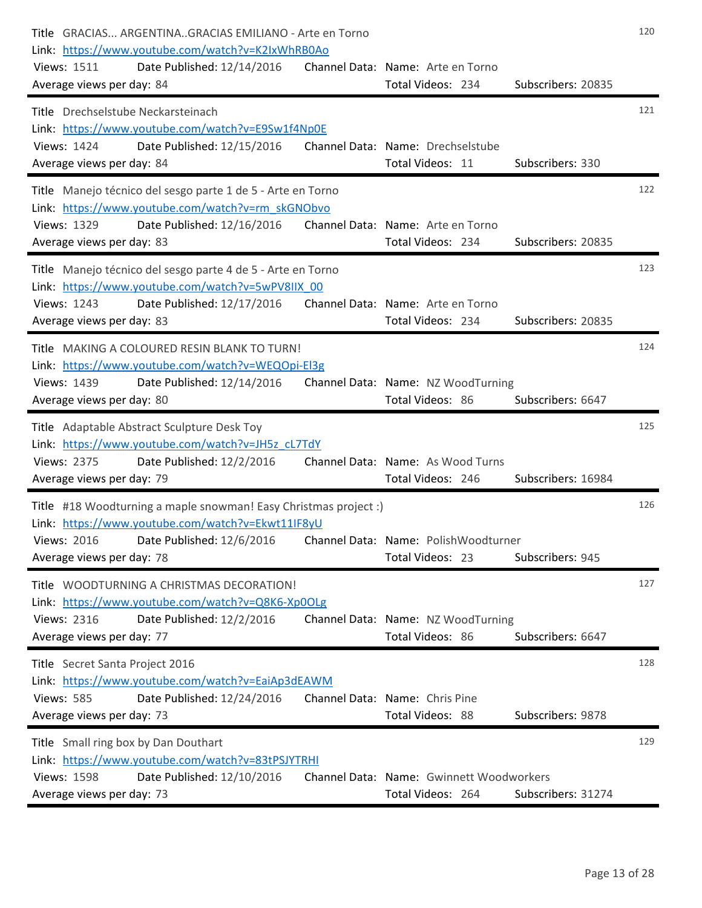Title GRACIAS... ARGENTINA..GRACIAS EMILIANO - Arte en Torno  
Link: https://www.youtube.com/watch?v=K2IxWhRB0Ao  
Views: 1511 Date Published: 12/14/2016 Channel Data: Name: Arte en Torno  
Average views per day: 84 Total Videos: 234 Subscribers: 20835  
120

---

Title Drechselstube Neckarsteinach  
Link: https://www.youtube.com/watch?v=E9Sw1f4Np0E  
Views: 1424 Date Published: 12/15/2016 Channel Data: Name: Drechselstube  
Average views per day: 84 Total Videos: 11 Subscribers: 330  
121

---

Title Manejo técnico del sesgo parte 1 de 5 - Arte en Torno  
Link: https://www.youtube.com/watch?v=rm_skGNObvo  
Views: 1329 Date Published: 12/16/2016 Channel Data: Name: Arte en Torno  
Average views per day: 83 Total Videos: 234 Subscribers: 20835  
122

---

Title Manejo técnico del sesgo parte 4 de 5 - Arte en Torno  
Link: https://www.youtube.com/watch?v=5wPV8IIX_00  
Views: 1243 Date Published: 12/17/2016 Channel Data: Name: Arte en Torno  
Average views per day: 83 Total Videos: 234 Subscribers: 20835  
123

---

Title MAKING A COLOURED RESIN BLANK TO TURN!  
Link: https://www.youtube.com/watch?v=WEQOpi-El3g  
Views: 1439 Date Published: 12/14/2016 Channel Data: Name: NZ WoodTurning  
Average views per day: 80 Total Videos: 86 Subscribers: 6647  
124

---

Title Adaptable Abstract Sculpture Desk Toy  
Link: https://www.youtube.com/watch?v=JH5z_cL7TdY  
Views: 2375 Date Published: 12/2/2016 Channel Data: Name: As Wood Turns  
Average views per day: 79 Total Videos: 246 Subscribers: 16984  
125

---

Title #18 Woodturning a maple snowman! Easy Christmas project :)  
Link: https://www.youtube.com/watch?v=Ekwt11IF8yU  
Views: 2016 Date Published: 12/6/2016 Channel Data: Name: PolishWoodturner  
Average views per day: 78 Total Videos: 23 Subscribers: 945  
126

---

Title WOODTURNING A CHRISTMAS DECORATION!  
Link: https://www.youtube.com/watch?v=Q8K6-Xp0OLg  
Views: 2316 Date Published: 12/2/2016 Channel Data: Name: NZ WoodTurning  
Average views per day: 77 Total Videos: 86 Subscribers: 6647  
127

---

Title Secret Santa Project 2016  
Link: https://www.youtube.com/watch?v=EaiAp3dEAWM  
Views: 585 Date Published: 12/24/2016 Channel Data: Name: Chris Pine  
Average views per day: 73 Total Videos: 88 Subscribers: 9878  
128

---

Title Small ring box by Dan Douthart  
Link: https://www.youtube.com/watch?v=83tPSJYTRHI  
Views: 1598 Date Published: 12/10/2016 Channel Data: Name: Gwinnett Woodworkers  
Average views per day: 73 Total Videos: 264 Subscribers: 31274  
129

---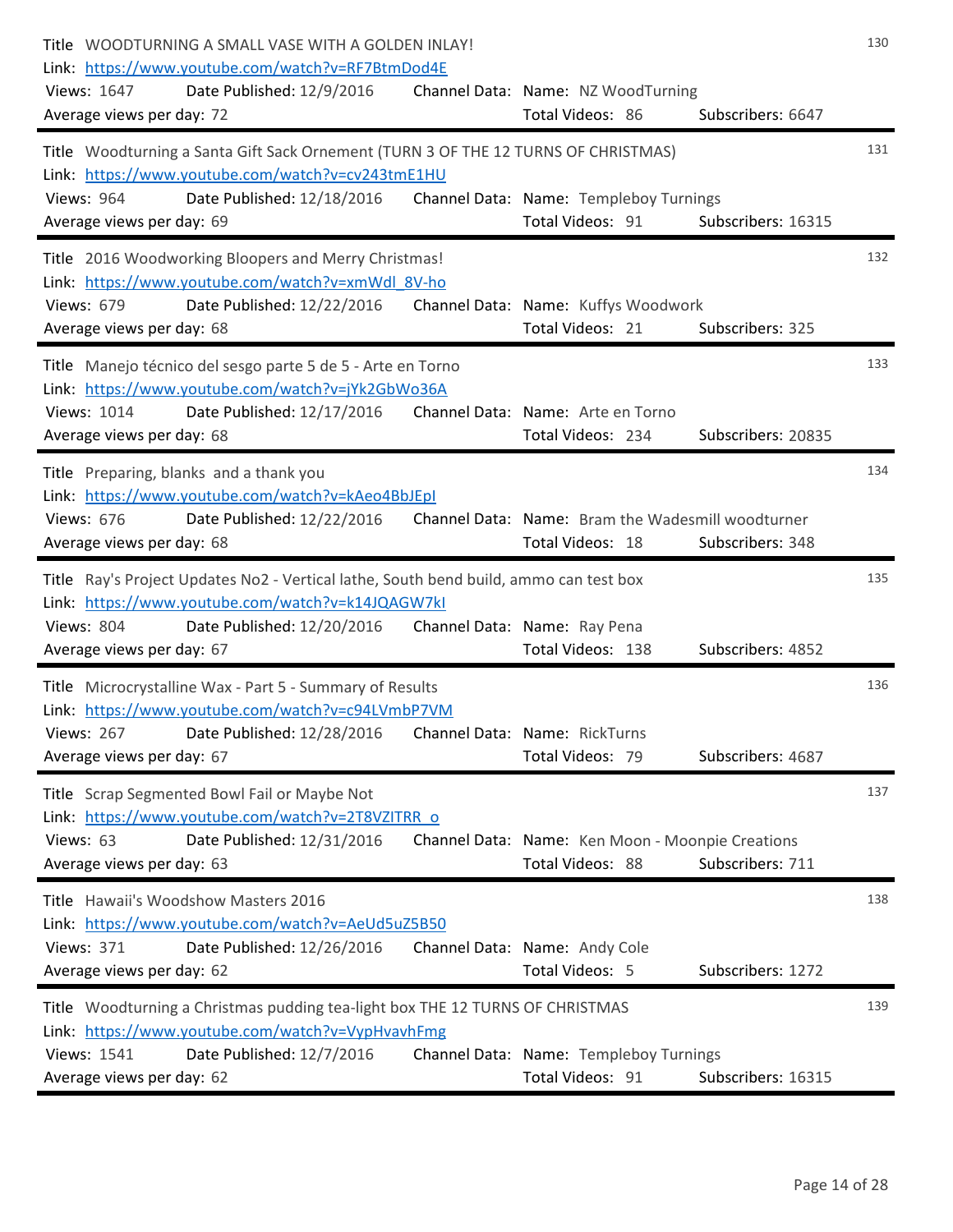130

Title WOODTURNING A SMALL VASE WITH A GOLDEN INLAY!
Link: https://www.youtube.com/watch?v=RF7BtmDod4E
Views: 1647 Date Published: 12/9/2016 Channel Data: Name: NZ WoodTurning
Average views per day: 72 Total Videos: 86 Subscribers: 6647

---

131

Title Woodturning a Santa Gift Sack Ornement (TURN 3 OF THE 12 TURNS OF CHRISTMAS)
Link: https://www.youtube.com/watch?v=cv243tmE1HU
Views: 964 Date Published: 12/18/2016 Channel Data: Name: Templeboy Turnings
Average views per day: 69 Total Videos: 91 Subscribers: 16315

---

132

Title 2016 Woodworking Bloopers and Merry Christmas!
Link: https://www.youtube.com/watch?v=xmWdl_8V-ho
Views: 679 Date Published: 12/22/2016 Channel Data: Name: Kuffys Woodwork
Average views per day: 68 Total Videos: 21 Subscribers: 325

---

133

Title Manejo técnico del sesgo parte 5 de 5 - Arte en Torno
Link: https://www.youtube.com/watch?v=jYk2GbWo36A
Views: 1014 Date Published: 12/17/2016 Channel Data: Name: Arte en Torno
Average views per day: 68 Total Videos: 234 Subscribers: 20835

---

134

Title Preparing, blanks and a thank you
Link: https://www.youtube.com/watch?v=kAeo4BbJEpI
Views: 676 Date Published: 12/22/2016 Channel Data: Name: Bram the Wadesmill woodturner
Average views per day: 68 Total Videos: 18 Subscribers: 348

---

135

Title Ray's Project Updates No2 - Vertical lathe, South bend build, ammo can test box
Link: https://www.youtube.com/watch?v=k14JQAGW7kI
Views: 804 Date Published: 12/20/2016 Channel Data: Name: Ray Pena
Average views per day: 67 Total Videos: 138 Subscribers: 4852

---

136

Title Microcrystalline Wax - Part 5 - Summary of Results
Link: https://www.youtube.com/watch?v=c94LVmbP7VM
Views: 267 Date Published: 12/28/2016 Channel Data: Name: RickTurns
Average views per day: 67 Total Videos: 79 Subscribers: 4687

---

137

Title Scrap Segmented Bowl Fail or Maybe Not
Link: https://www.youtube.com/watch?v=2T8VZITRR_o
Views: 63 Date Published: 12/31/2016 Channel Data: Name: Ken Moon - Moonpie Creations
Average views per day: 63 Total Videos: 88 Subscribers: 711

---

138

Title Hawaii's Woodshow Masters 2016
Link: https://www.youtube.com/watch?v=AeUd5uZ5B50
Views: 371 Date Published: 12/26/2016 Channel Data: Name: Andy Cole
Average views per day: 62 Total Videos: 5 Subscribers: 1272

---

139

Title Woodturning a Christmas pudding tea-light box THE 12 TURNS OF CHRISTMAS
Link: https://www.youtube.com/watch?v=VypHvavhFmg
Views: 1541 Date Published: 12/7/2016 Channel Data: Name: Templeboy Turnings
Average views per day: 62 Total Videos: 91 Subscribers: 16315

---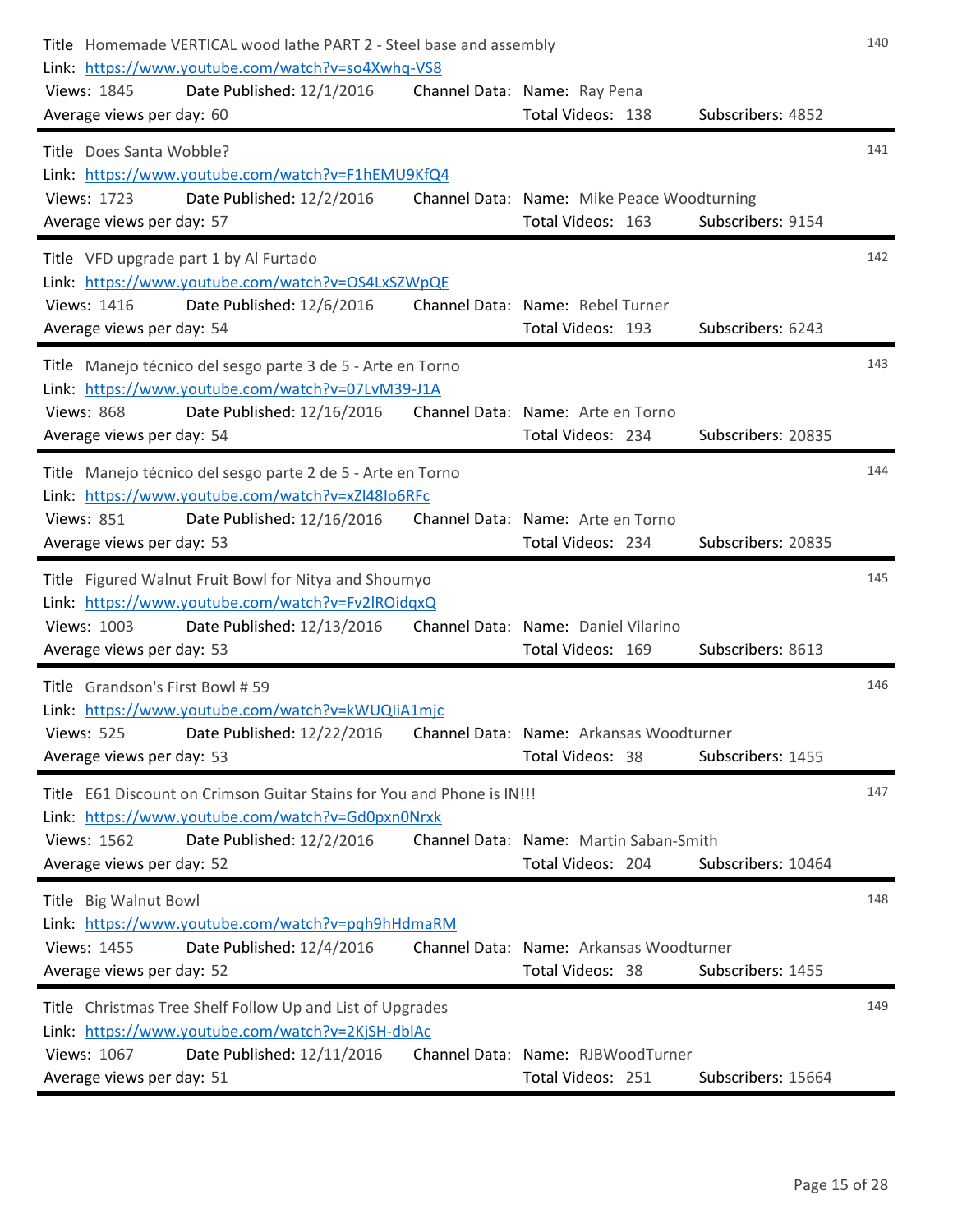140

Title Homemade VERTICAL wood lathe PART 2 - Steel base and assembly
Link: https://www.youtube.com/watch?v=so4Xwhq-VS8
Views: 1845 Date Published: 12/1/2016 Channel Data: Name: Ray Pena
Average views per day: 60 Total Videos: 138 Subscribers: 4852

---

141

Title Does Santa Wobble?
Link: https://www.youtube.com/watch?v=F1hEMU9KfQ4
Views: 1723 Date Published: 12/2/2016 Channel Data: Name: Mike Peace Woodturning
Average views per day: 57 Total Videos: 163 Subscribers: 9154

---

142

Title VFD upgrade part 1 by Al Furtado
Link: https://www.youtube.com/watch?v=OS4LxSZWpQE
Views: 1416 Date Published: 12/6/2016 Channel Data: Name: Rebel Turner
Average views per day: 54 Total Videos: 193 Subscribers: 6243

---

143

Title Manejo técnico del sesgo parte 3 de 5 - Arte en Torno
Link: https://www.youtube.com/watch?v=07LvM39-J1A
Views: 868 Date Published: 12/16/2016 Channel Data: Name: Arte en Torno
Average views per day: 54 Total Videos: 234 Subscribers: 20835

---

144

Title Manejo técnico del sesgo parte 2 de 5 - Arte en Torno
Link: https://www.youtube.com/watch?v=xZl48Io6RFc
Views: 851 Date Published: 12/16/2016 Channel Data: Name: Arte en Torno
Average views per day: 53 Total Videos: 234 Subscribers: 20835

---

145

Title Figured Walnut Fruit Bowl for Nitya and Shoumyo
Link: https://www.youtube.com/watch?v=Fv2lROidqxQ
Views: 1003 Date Published: 12/13/2016 Channel Data: Name: Daniel Vilarino
Average views per day: 53 Total Videos: 169 Subscribers: 8613

---

146

Title Grandson's First Bowl # 59
Link: https://www.youtube.com/watch?v=kWUQIiA1mjc
Views: 525 Date Published: 12/22/2016 Channel Data: Name: Arkansas Woodturner
Average views per day: 53 Total Videos: 38 Subscribers: 1455

---

147

Title E61 Discount on Crimson Guitar Stains for You and Phone is IN!!!
Link: https://www.youtube.com/watch?v=Gd0pxn0Nrxk
Views: 1562 Date Published: 12/2/2016 Channel Data: Name: Martin Saban-Smith
Average views per day: 52 Total Videos: 204 Subscribers: 10464

---

148

Title Big Walnut Bowl
Link: https://www.youtube.com/watch?v=pqh9hHdmaRM
Views: 1455 Date Published: 12/4/2016 Channel Data: Name: Arkansas Woodturner
Average views per day: 52 Total Videos: 38 Subscribers: 1455

---

149

Title Christmas Tree Shelf Follow Up and List of Upgrades
Link: https://www.youtube.com/watch?v=2KjSH-dblAc
Views: 1067 Date Published: 12/11/2016 Channel Data: Name: RJBWoodTurner
Average views per day: 51 Total Videos: 251 Subscribers: 15664

---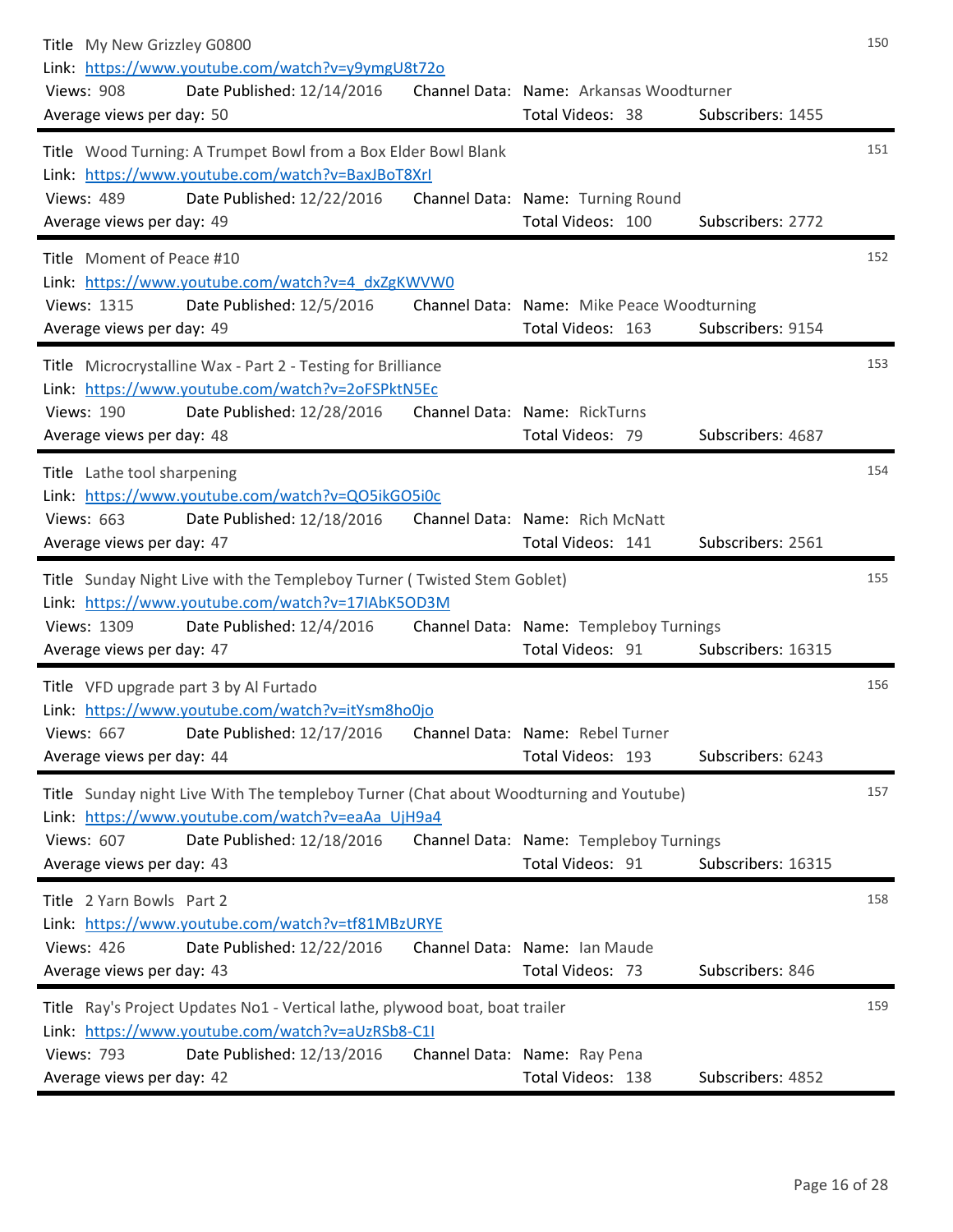150

Title My New Grizzly G0800
Link: https://www.youtube.com/watch?v=y9ymgU8t72o
Views: 908 Date Published: 12/14/2016 Channel Data: Name: Arkansas Woodturner
Average views per day: 50 Total Videos: 38 Subscribers: 1455

---

151

Title Wood Turning: A Trumpet Bowl from a Box Elder Bowl Blank
Link: https://www.youtube.com/watch?v=BaxJBoT8XrI
Views: 489 Date Published: 12/22/2016 Channel Data: Name: Turning Round
Average views per day: 49 Total Videos: 100 Subscribers: 2772

---

152

Title Moment of Peace #10
Link: https://www.youtube.com/watch?v=4_dxZgKWVW0
Views: 1315 Date Published: 12/5/2016 Channel Data: Name: Mike Peace Woodturning
Average views per day: 49 Total Videos: 163 Subscribers: 9154

---

153

Title Microcrystalline Wax - Part 2 - Testing for Brilliance
Link: https://www.youtube.com/watch?v=2oFSPktN5Ec
Views: 190 Date Published: 12/28/2016 Channel Data: Name: RickTurns
Average views per day: 48 Total Videos: 79 Subscribers: 4687

---

154

Title Lathe tool sharpening
Link: https://www.youtube.com/watch?v=QO5ikGO5i0c
Views: 663 Date Published: 12/18/2016 Channel Data: Name: Rich McNatt
Average views per day: 47 Total Videos: 141 Subscribers: 2561

---

155

Title Sunday Night Live with the Templeboy Turner ( Twisted Stem Goblet)
Link: https://www.youtube.com/watch?v=17IAbK5OD3M
Views: 1309 Date Published: 12/4/2016 Channel Data: Name: Templeboy Turnings
Average views per day: 47 Total Videos: 91 Subscribers: 16315

---

156

Title VFD upgrade part 3 by Al Furtado
Link: https://www.youtube.com/watch?v=itYsm8ho0jo
Views: 667 Date Published: 12/17/2016 Channel Data: Name: Rebel Turner
Average views per day: 44 Total Videos: 193 Subscribers: 6243

---

157

Title Sunday night Live With The templeboy Turner (Chat about Woodturning and Youtube)
Link: https://www.youtube.com/watch?v=eaAa_UjH9a4
Views: 607 Date Published: 12/18/2016 Channel Data: Name: Templeboy Turnings
Average views per day: 43 Total Videos: 91 Subscribers: 16315

---

158

Title 2 Yarn Bowls Part 2
Link: https://www.youtube.com/watch?v=tf81MBzURYE
Views: 426 Date Published: 12/22/2016 Channel Data: Name: Ian Maude
Average views per day: 43 Total Videos: 73 Subscribers: 846

---

159

Title Ray's Project Updates No1 - Vertical lathe, plywood boat, boat trailer
Link: https://www.youtube.com/watch?v=aUzRSb8-C1I
Views: 793 Date Published: 12/13/2016 Channel Data: Name: Ray Pena
Average views per day: 42 Total Videos: 138 Subscribers: 4852

---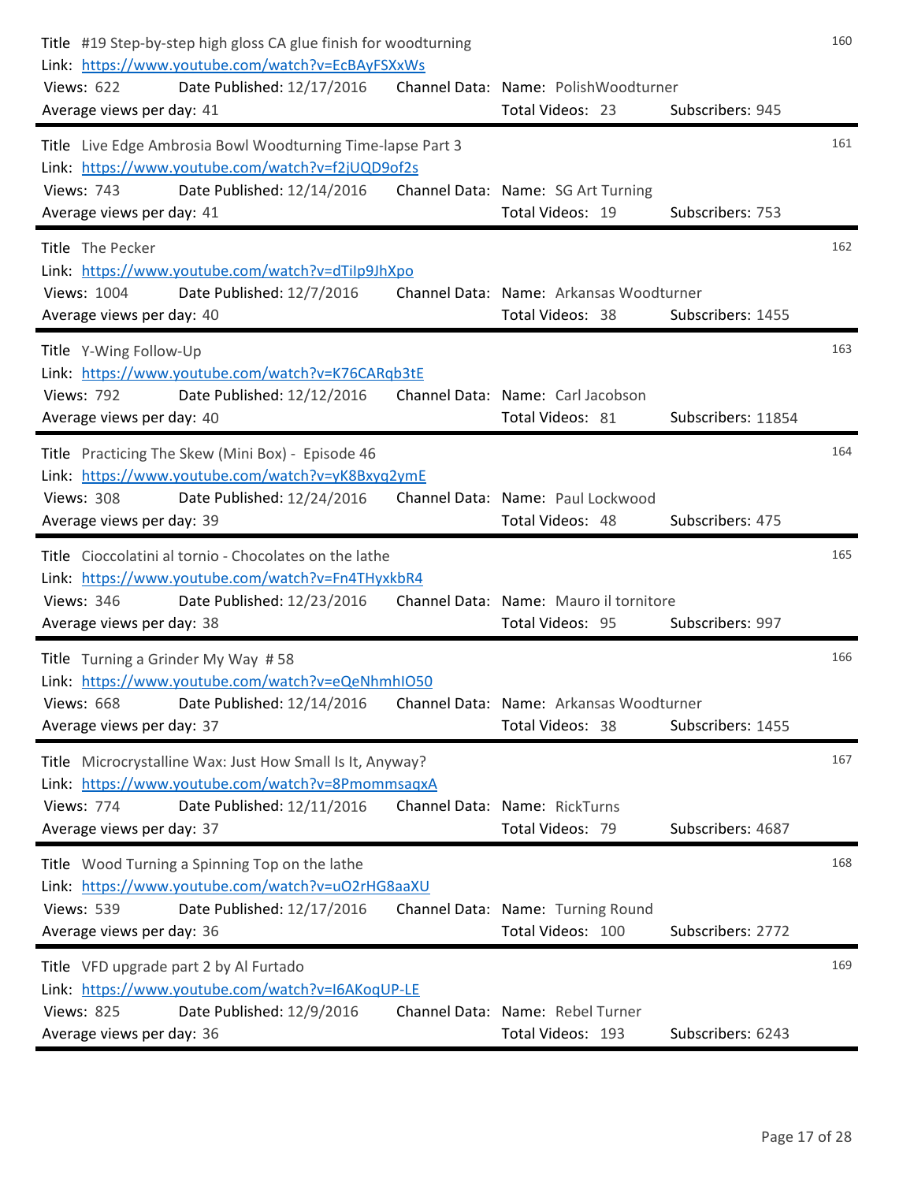**160**

Title #19 Step-by-step high gloss CA glue finish for woodturning
Link: https://www.youtube.com/watch?v=EcBAyFSXxWs
Views: 622 Date Published: 12/17/2016 Channel Data: Name: PolishWoodturner
Average views per day: 41 Total Videos: 23 Subscribers: 945

---

**161**

Title Live Edge Ambrosia Bowl Woodturning Time-lapse Part 3
Link: https://www.youtube.com/watch?v=f2jUQD9of2s
Views: 743 Date Published: 12/14/2016 Channel Data: Name: SG Art Turning
Average views per day: 41 Total Videos: 19 Subscribers: 753

---

**162**

Title The Pecker
Link: https://www.youtube.com/watch?v=dTiIp9JhXpo
Views: 1004 Date Published: 12/7/2016 Channel Data: Name: Arkansas Woodturner
Average views per day: 40 Total Videos: 38 Subscribers: 1455

---

**163**

Title Y-Wing Follow-Up
Link: https://www.youtube.com/watch?v=K76CARqb3tE
Views: 792 Date Published: 12/12/2016 Channel Data: Name: Carl Jacobson
Average views per day: 40 Total Videos: 81 Subscribers: 11854

---

**164**

Title Practicing The Skew (Mini Box) - Episode 46
Link: https://www.youtube.com/watch?v=yK8Bxyq2ymE
Views: 308 Date Published: 12/24/2016 Channel Data: Name: Paul Lockwood
Average views per day: 39 Total Videos: 48 Subscribers: 475

---

**165**

Title Cioccolatini al tornio - Chocolates on the lathe
Link: https://www.youtube.com/watch?v=Fn4THyxkbR4
Views: 346 Date Published: 12/23/2016 Channel Data: Name: Mauro il tornitore
Average views per day: 38 Total Videos: 95 Subscribers: 997

---

**166**

Title Turning a Grinder My Way #58
Link: https://www.youtube.com/watch?v=eQeNhmhIO50
Views: 668 Date Published: 12/14/2016 Channel Data: Name: Arkansas Woodturner
Average views per day: 37 Total Videos: 38 Subscribers: 1455

---

**167**

Title Microcrystalline Wax: Just How Small Is It, Anyway?
Link: https://www.youtube.com/watch?v=8PmommsaqxA
Views: 774 Date Published: 12/11/2016 Channel Data: Name: RickTurns
Average views per day: 37 Total Videos: 79 Subscribers: 4687

---

**168**

Title Wood Turning a Spinning Top on the lathe
Link: https://www.youtube.com/watch?v=uO2rHG8aaXU
Views: 539 Date Published: 12/17/2016 Channel Data: Name: Turning Round
Average views per day: 36 Total Videos: 100 Subscribers: 2772

---

**169**

Title VFD upgrade part 2 by Al Furtado
Link: https://www.youtube.com/watch?v=I6AKoqUP-LE
Views: 825 Date Published: 12/9/2016 Channel Data: Name: Rebel Turner
Average views per day: 36 Total Videos: 193 Subscribers: 6243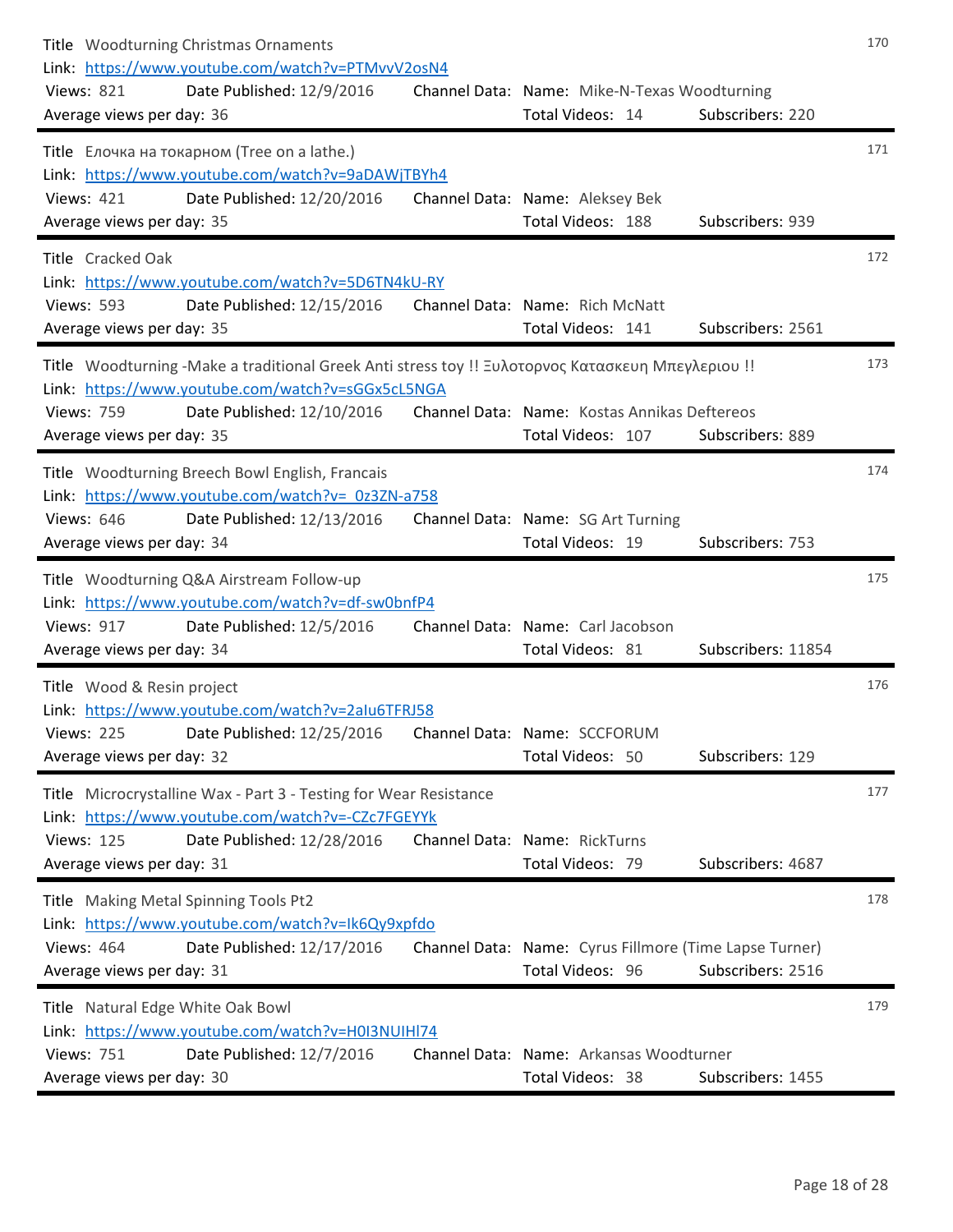170

Title Woodturning Christmas Ornaments
Link: https://www.youtube.com/watch?v=PTMvvV2osN4
Views: 821 Date Published: 12/9/2016 Channel Data: Name: Mike-N-Texas Woodturning
Average views per day: 36 Total Videos: 14 Subscribers: 220

---

171

Title Елочка на токарном (Tree on a lathe.)
Link: https://www.youtube.com/watch?v=9aDAWjTBYh4
Views: 421 Date Published: 12/20/2016 Channel Data: Name: Aleksey Bek
Average views per day: 35 Total Videos: 188 Subscribers: 939

---

172

Title Cracked Oak
Link: https://www.youtube.com/watch?v=5D6TN4kU-RY
Views: 593 Date Published: 12/15/2016 Channel Data: Name: Rich McNatt
Average views per day: 35 Total Videos: 141 Subscribers: 2561

---

173

Title Woodturning -Make a traditional Greek Anti stress toy !! Ξυλοτορνος Κατασκευη Μπεγλεριου !!
Link: https://www.youtube.com/watch?v=sGGx5cL5NGA
Views: 759 Date Published: 12/10/2016 Channel Data: Name: Kostas Annikas Deftereos
Average views per day: 35 Total Videos: 107 Subscribers: 889

---

174

Title Woodturning Breech Bowl English, Francais
Link: https://www.youtube.com/watch?v=_0z3ZN-a758
Views: 646 Date Published: 12/13/2016 Channel Data: Name: SG Art Turning
Average views per day: 34 Total Videos: 19 Subscribers: 753

---

175

Title Woodturning Q&A Airstream Follow-up
Link: https://www.youtube.com/watch?v=df-sw0bnfP4
Views: 917 Date Published: 12/5/2016 Channel Data: Name: Carl Jacobson
Average views per day: 34 Total Videos: 81 Subscribers: 11854

---

176

Title Wood & Resin project
Link: https://www.youtube.com/watch?v=2alu6TFRJ58
Views: 225 Date Published: 12/25/2016 Channel Data: Name: SCCFORUM
Average views per day: 32 Total Videos: 50 Subscribers: 129

---

177

Title Microcrystalline Wax - Part 3 - Testing for Wear Resistance
Link: https://www.youtube.com/watch?v=-CZc7FGEYYk
Views: 125 Date Published: 12/28/2016 Channel Data: Name: RickTurns
Average views per day: 31 Total Videos: 79 Subscribers: 4687

---

178

Title Making Metal Spinning Tools Pt2
Link: https://www.youtube.com/watch?v=Ik6Qy9xpfdo
Views: 464 Date Published: 12/17/2016 Channel Data: Name: Cyrus Fillmore (Time Lapse Turner)
Average views per day: 31 Total Videos: 96 Subscribers: 2516

---

179

Title Natural Edge White Oak Bowl
Link: https://www.youtube.com/watch?v=H0I3NUIHl74
Views: 751 Date Published: 12/7/2016 Channel Data: Name: Arkansas Woodturner
Average views per day: 30 Total Videos: 38 Subscribers: 1455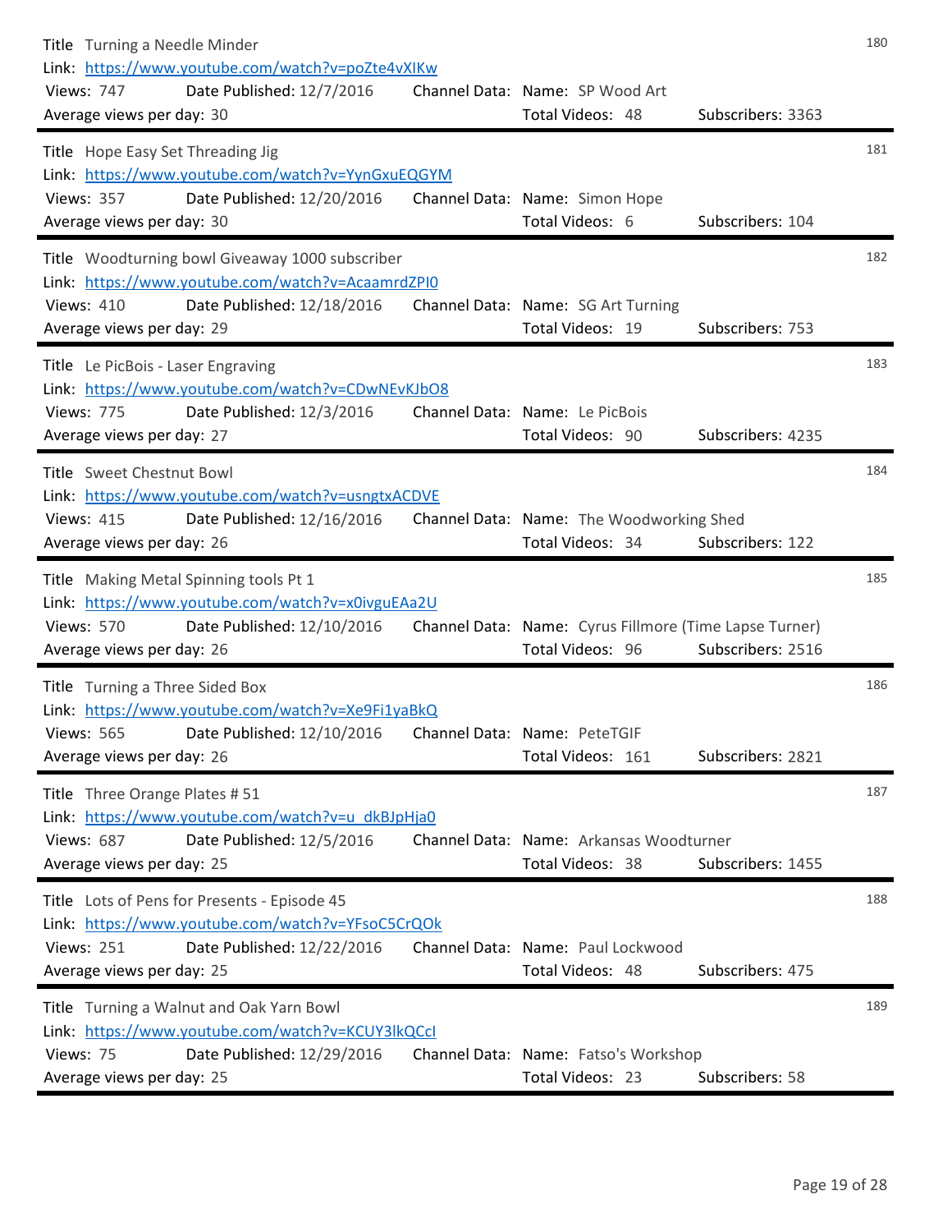180

Title Turning a Needle Minder
Link: https://www.youtube.com/watch?v=poZte4vXIKw
Views: 747 Date Published: 12/7/2016 Channel Data: Name: SP Wood Art
Average views per day: 30 Total Videos: 48 Subscribers: 3363

---

181

Title Hope Easy Set Threading Jig
Link: https://www.youtube.com/watch?v=YynGxuEQGYM
Views: 357 Date Published: 12/20/2016 Channel Data: Name: Simon Hope
Average views per day: 30 Total Videos: 6 Subscribers: 104

---

182

Title Woodturning bowl Giveaway 1000 subscriber
Link: https://www.youtube.com/watch?v=AcaamrdZPI0
Views: 410 Date Published: 12/18/2016 Channel Data: Name: SG Art Turning
Average views per day: 29 Total Videos: 19 Subscribers: 753

---

183

Title Le PicBois - Laser Engraving
Link: https://www.youtube.com/watch?v=CDwNEvKJbO8
Views: 775 Date Published: 12/3/2016 Channel Data: Name: Le PicBois
Average views per day: 27 Total Videos: 90 Subscribers: 4235

---

184

Title Sweet Chestnut Bowl
Link: https://www.youtube.com/watch?v=usngtxACDVE
Views: 415 Date Published: 12/16/2016 Channel Data: Name: The Woodworking Shed
Average views per day: 26 Total Videos: 34 Subscribers: 122

---

185

Title Making Metal Spinning tools Pt 1
Link: https://www.youtube.com/watch?v=x0ivguEAa2U
Views: 570 Date Published: 12/10/2016 Channel Data: Name: Cyrus Fillmore (Time Lapse Turner)
Average views per day: 26 Total Videos: 96 Subscribers: 2516

---

186

Title Turning a Three Sided Box
Link: https://www.youtube.com/watch?v=Xe9Fi1yaBkQ
Views: 565 Date Published: 12/10/2016 Channel Data: Name: PeteTGIF
Average views per day: 26 Total Videos: 161 Subscribers: 2821

---

187

Title Three Orange Plates # 51
Link: https://www.youtube.com/watch?v=u_dkBJpHja0
Views: 687 Date Published: 12/5/2016 Channel Data: Name: Arkansas Woodturner
Average views per day: 25 Total Videos: 38 Subscribers: 1455

---

188

Title Lots of Pens for Presents - Episode 45
Link: https://www.youtube.com/watch?v=YFsoC5CrQOk
Views: 251 Date Published: 12/22/2016 Channel Data: Name: Paul Lockwood
Average views per day: 25 Total Videos: 48 Subscribers: 475

---

189

Title Turning a Walnut and Oak Yarn Bowl
Link: https://www.youtube.com/watch?v=KCUY3lkQCcI
Views: 75 Date Published: 12/29/2016 Channel Data: Name: Fatso's Workshop
Average views per day: 25 Total Videos: 23 Subscribers: 58

---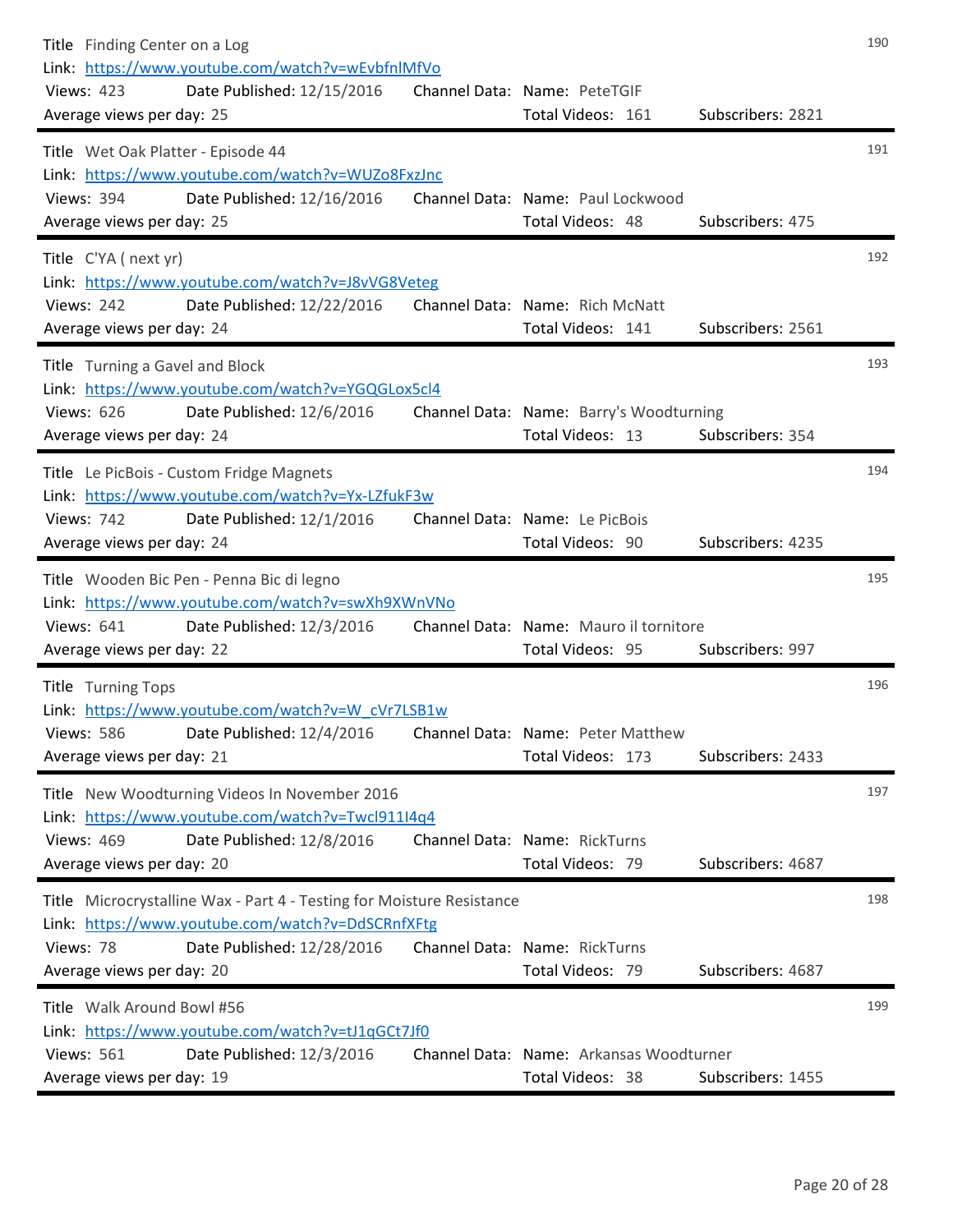190

Title Finding Center on a Log
Link: https://www.youtube.com/watch?v=wEvbfnlMfVo
Views: 423 Date Published: 12/15/2016 Channel Data: Name: PeteTGIF
Average views per day: 25 Total Videos: 161 Subscribers: 2821

---

191

Title Wet Oak Platter - Episode 44
Link: https://www.youtube.com/watch?v=WUZo8FxzJnc
Views: 394 Date Published: 12/16/2016 Channel Data: Name: Paul Lockwood
Average views per day: 25 Total Videos: 48 Subscribers: 475

---

192

Title C'YA ( next yr)
Link: https://www.youtube.com/watch?v=J8vVG8Veteg
Views: 242 Date Published: 12/22/2016 Channel Data: Name: Rich McNatt
Average views per day: 24 Total Videos: 141 Subscribers: 2561

---

193

Title Turning a Gavel and Block
Link: https://www.youtube.com/watch?v=YGQGLox5cl4
Views: 626 Date Published: 12/6/2016 Channel Data: Name: Barry's Woodturning
Average views per day: 24 Total Videos: 13 Subscribers: 354

---

194

Title Le PicBois - Custom Fridge Magnets
Link: https://www.youtube.com/watch?v=Yx-LZfukF3w
Views: 742 Date Published: 12/1/2016 Channel Data: Name: Le PicBois
Average views per day: 24 Total Videos: 90 Subscribers: 4235

---

195

Title Wooden Bic Pen - Penna Bic di legno
Link: https://www.youtube.com/watch?v=swXh9XWnVNo
Views: 641 Date Published: 12/3/2016 Channel Data: Name: Mauro il tornitore
Average views per day: 22 Total Videos: 95 Subscribers: 997

---

196

Title Turning Tops
Link: https://www.youtube.com/watch?v=W_cVr7LSB1w
Views: 586 Date Published: 12/4/2016 Channel Data: Name: Peter Matthew
Average views per day: 21 Total Videos: 173 Subscribers: 2433

---

197

Title New Woodturning Videos In November 2016
Link: https://www.youtube.com/watch?v=Twcl911I4q4
Views: 469 Date Published: 12/8/2016 Channel Data: Name: RickTurns
Average views per day: 20 Total Videos: 79 Subscribers: 4687

---

198

Title Microcrystalline Wax - Part 4 - Testing for Moisture Resistance
Link: https://www.youtube.com/watch?v=DdSCRnfXFtg
Views: 78 Date Published: 12/28/2016 Channel Data: Name: RickTurns
Average views per day: 20 Total Videos: 79 Subscribers: 4687

---

199

Title Walk Around Bowl #56
Link: https://www.youtube.com/watch?v=tJ1qGCt7Jf0
Views: 561 Date Published: 12/3/2016 Channel Data: Name: Arkansas Woodturner
Average views per day: 19 Total Videos: 38 Subscribers: 1455

---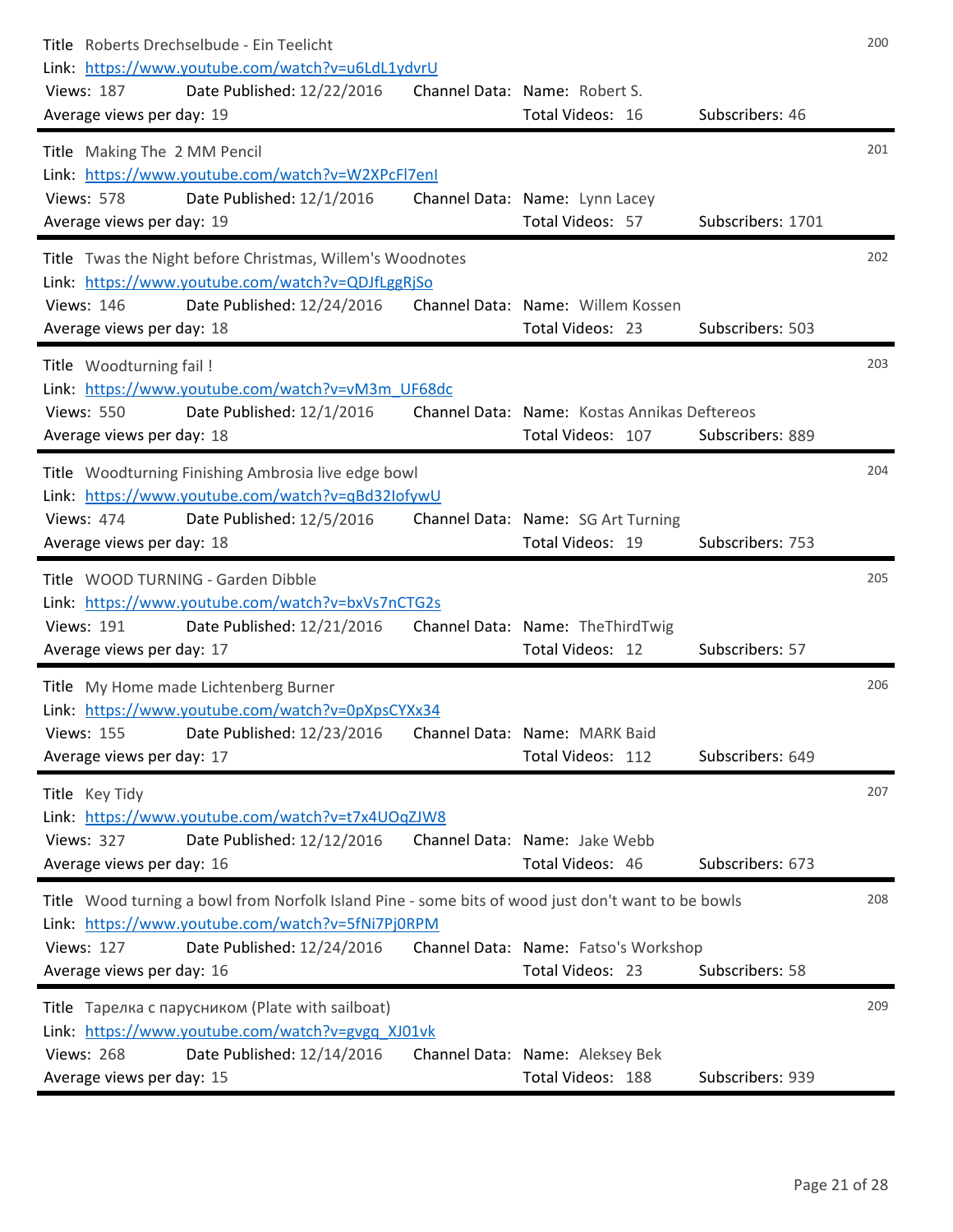**200**

Title: Roberts Drechselbude - Ein Teelicht
Link: https://www.youtube.com/watch?v=u6LdL1ydvrU
Views: 187 | Date Published: 12/22/2016 | Channel Data: Name: Robert S.
Average views per day: 19 | Total Videos: 16 | Subscribers: 46

---

**201**

Title: Making The 2 MM Pencil
Link: https://www.youtube.com/watch?v=W2XPcFl7enI
Views: 578 | Date Published: 12/1/2016 | Channel Data: Name: Lynn Lacey
Average views per day: 19 | Total Videos: 57 | Subscribers: 1701

---

**202**

Title: Twas the Night before Christmas, Willem's Woodnotes
Link: https://www.youtube.com/watch?v=QDJfLggRjSo
Views: 146 | Date Published: 12/24/2016 | Channel Data: Name: Willem Kossen
Average views per day: 18 | Total Videos: 23 | Subscribers: 503

---

**203**

Title: Woodturning fail !
Link: https://www.youtube.com/watch?v=vM3m_UF68dc
Views: 550 | Date Published: 12/1/2016 | Channel Data: Name: Kostas Annikas Deftereos
Average views per day: 18 | Total Videos: 107 | Subscribers: 889

---

**204**

Title: Woodturning Finishing Ambrosia live edge bowl
Link: https://www.youtube.com/watch?v=qBd32IofywU
Views: 474 | Date Published: 12/5/2016 | Channel Data: Name: SG Art Turning
Average views per day: 18 | Total Videos: 19 | Subscribers: 753

---

**205**

Title: WOOD TURNING - Garden Dibble
Link: https://www.youtube.com/watch?v=bxVs7nCTG2s
Views: 191 | Date Published: 12/21/2016 | Channel Data: Name: TheThirdTwig
Average views per day: 17 | Total Videos: 12 | Subscribers: 57

---

**206**

Title: My Home made Lichtenberg Burner
Link: https://www.youtube.com/watch?v=0pXpsCYXx34
Views: 155 | Date Published: 12/23/2016 | Channel Data: Name: MARK Baid
Average views per day: 17 | Total Videos: 112 | Subscribers: 649

---

**207**

Title: Key Tidy
Link: https://www.youtube.com/watch?v=t7x4UOqZJW8
Views: 327 | Date Published: 12/12/2016 | Channel Data: Name: Jake Webb
Average views per day: 16 | Total Videos: 46 | Subscribers: 673

---

**208**

Title: Wood turning a bowl from Norfolk Island Pine - some bits of wood just don't want to be bowls
Link: https://www.youtube.com/watch?v=5fNi7Pj0RPM
Views: 127 | Date Published: 12/24/2016 | Channel Data: Name: Fatso's Workshop
Average views per day: 16 | Total Videos: 23 | Subscribers: 58

---

**209**

Title: Тарелка с парусником (Plate with sailboat)
Link: https://www.youtube.com/watch?v=gvgq_XJ01vk
Views: 268 | Date Published: 12/14/2016 | Channel Data: Name: Aleksey Bek
Average views per day: 15 | Total Videos: 188 | Subscribers: 939

---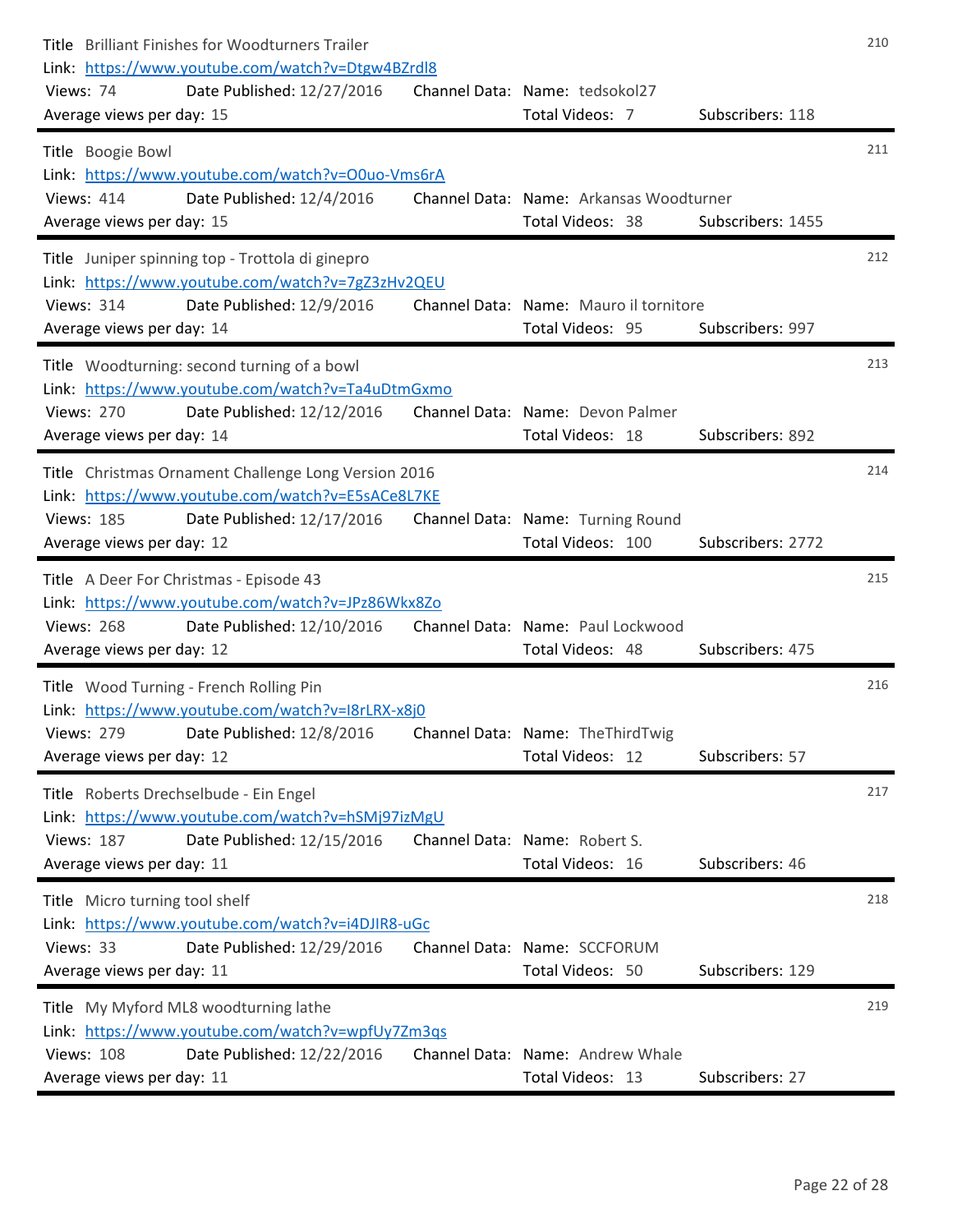210

Title Brilliant Finishes for Woodturners Trailer
Link: https://www.youtube.com/watch?v=Dtgw4BZrdl8
Views: 74 Date Published: 12/27/2016 Channel Data: Name: tedsokol27
Average views per day: 15 Total Videos: 7 Subscribers: 118

---

211

Title Boogie Bowl
Link: https://www.youtube.com/watch?v=O0uo-Vms6rA
Views: 414 Date Published: 12/4/2016 Channel Data: Name: Arkansas Woodturner
Average views per day: 15 Total Videos: 38 Subscribers: 1455

---

212

Title Juniper spinning top - Trottola di ginepro
Link: https://www.youtube.com/watch?v=7gZ3zHv2QEU
Views: 314 Date Published: 12/9/2016 Channel Data: Name: Mauro il tornitore
Average views per day: 14 Total Videos: 95 Subscribers: 997

---

213

Title Woodturning: second turning of a bowl
Link: https://www.youtube.com/watch?v=Ta4uDtmGxmo
Views: 270 Date Published: 12/12/2016 Channel Data: Name: Devon Palmer
Average views per day: 14 Total Videos: 18 Subscribers: 892

---

214

Title Christmas Ornament Challenge Long Version 2016
Link: https://www.youtube.com/watch?v=E5sACe8L7KE
Views: 185 Date Published: 12/17/2016 Channel Data: Name: Turning Round
Average views per day: 12 Total Videos: 100 Subscribers: 2772

---

215

Title A Deer For Christmas - Episode 43
Link: https://www.youtube.com/watch?v=JPz86Wkx8Zo
Views: 268 Date Published: 12/10/2016 Channel Data: Name: Paul Lockwood
Average views per day: 12 Total Videos: 48 Subscribers: 475

---

216

Title Wood Turning - French Rolling Pin
Link: https://www.youtube.com/watch?v=I8rLRX-x8j0
Views: 279 Date Published: 12/8/2016 Channel Data: Name: TheThirdTwig
Average views per day: 12 Total Videos: 12 Subscribers: 57

---

217

Title Roberts Drechselbude - Ein Engel
Link: https://www.youtube.com/watch?v=hSMj97izMgU
Views: 187 Date Published: 12/15/2016 Channel Data: Name: Robert S.
Average views per day: 11 Total Videos: 16 Subscribers: 46

---

218

Title Micro turning tool shelf
Link: https://www.youtube.com/watch?v=i4DJIR8-uGc
Views: 33 Date Published: 12/29/2016 Channel Data: Name: SCCFORUM
Average views per day: 11 Total Videos: 50 Subscribers: 129

---

219

Title My Myford ML8 woodturning lathe
Link: https://www.youtube.com/watch?v=wpfUy7Zm3qs
Views: 108 Date Published: 12/22/2016 Channel Data: Name: Andrew Whale
Average views per day: 11 Total Videos: 13 Subscribers: 27

---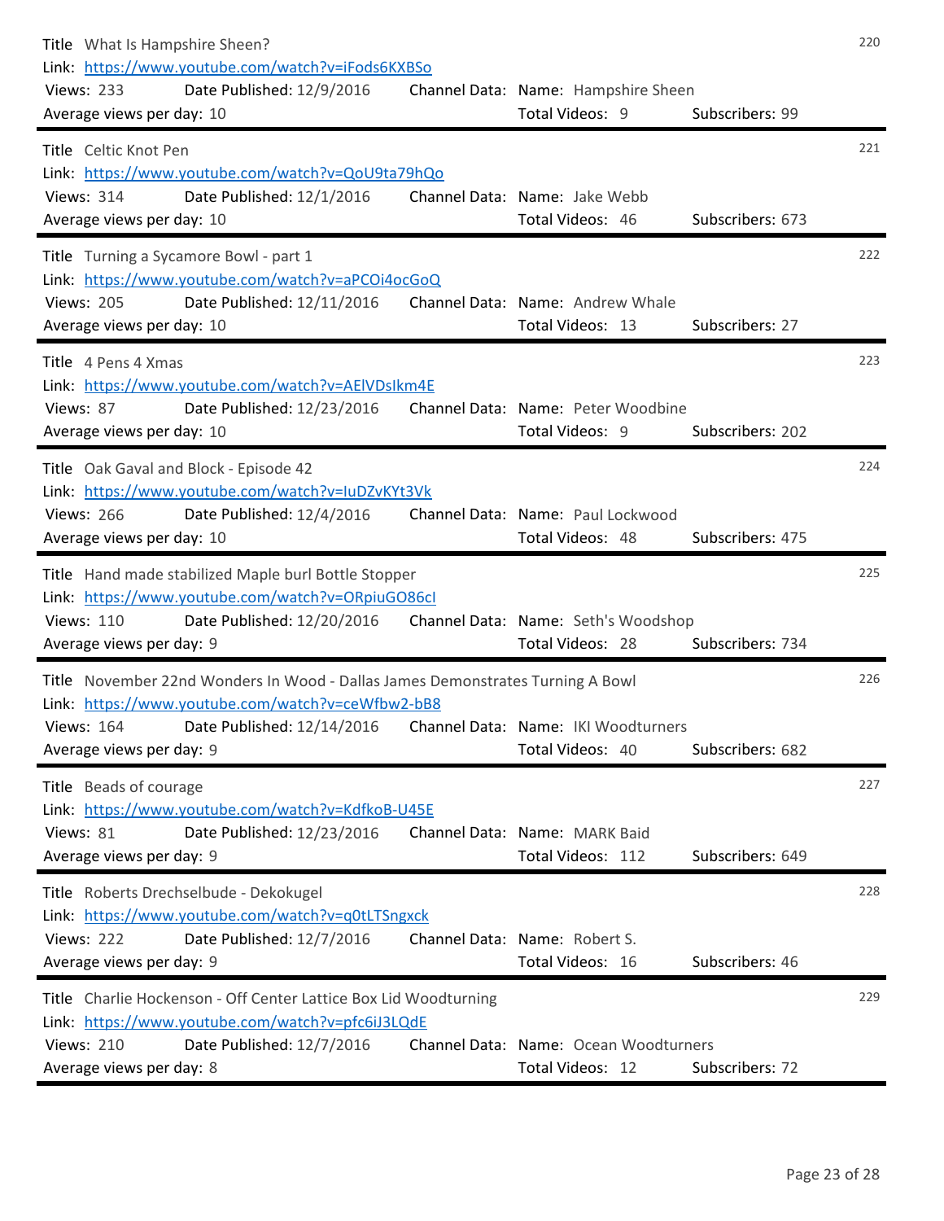**220**

Title What Is Hampshire Sheen?
Link: https://www.youtube.com/watch?v=iFods6KXBSo
Views: 233 Date Published: 12/9/2016 Channel Data: Name: Hampshire Sheen
Average views per day: 10 Total Videos: 9 Subscribers: 99

---

**221**

Title Celtic Knot Pen
Link: https://www.youtube.com/watch?v=QoU9ta79hQo
Views: 314 Date Published: 12/1/2016 Channel Data: Name: Jake Webb
Average views per day: 10 Total Videos: 46 Subscribers: 673

---

**222**

Title Turning a Sycamore Bowl - part 1
Link: https://www.youtube.com/watch?v=aPCOi4ocGoQ
Views: 205 Date Published: 12/11/2016 Channel Data: Name: Andrew Whale
Average views per day: 10 Total Videos: 13 Subscribers: 27

---

**223**

Title 4 Pens 4 Xmas
Link: https://www.youtube.com/watch?v=AElVDsIkm4E
Views: 87 Date Published: 12/23/2016 Channel Data: Name: Peter Woodbine
Average views per day: 10 Total Videos: 9 Subscribers: 202

---

**224**

Title Oak Gaval and Block - Episode 42
Link: https://www.youtube.com/watch?v=IuDZvKYt3Vk
Views: 266 Date Published: 12/4/2016 Channel Data: Name: Paul Lockwood
Average views per day: 10 Total Videos: 48 Subscribers: 475

---

**225**

Title Hand made stabilized Maple burl Bottle Stopper
Link: https://www.youtube.com/watch?v=ORpiuGO86cI
Views: 110 Date Published: 12/20/2016 Channel Data: Name: Seth's Woodshop
Average views per day: 9 Total Videos: 28 Subscribers: 734

---

**226**

Title November 22nd Wonders In Wood - Dallas James Demonstrates Turning A Bowl
Link: https://www.youtube.com/watch?v=ceWfbw2-bB8
Views: 164 Date Published: 12/14/2016 Channel Data: Name: IKI Woodturners
Average views per day: 9 Total Videos: 40 Subscribers: 682

---

**227**

Title Beads of courage
Link: https://www.youtube.com/watch?v=KdfkoB-U45E
Views: 81 Date Published: 12/23/2016 Channel Data: Name: MARK Baid
Average views per day: 9 Total Videos: 112 Subscribers: 649

---

**228**

Title Roberts Drechselbude - Dekokugel
Link: https://www.youtube.com/watch?v=q0tLTSngxck
Views: 222 Date Published: 12/7/2016 Channel Data: Name: Robert S.
Average views per day: 9 Total Videos: 16 Subscribers: 46

---

**229**

Title Charlie Hockenson - Off Center Lattice Box Lid Woodturning
Link: https://www.youtube.com/watch?v=pfc6iJ3LQdE
Views: 210 Date Published: 12/7/2016 Channel Data: Name: Ocean Woodturners
Average views per day: 8 Total Videos: 12 Subscribers: 72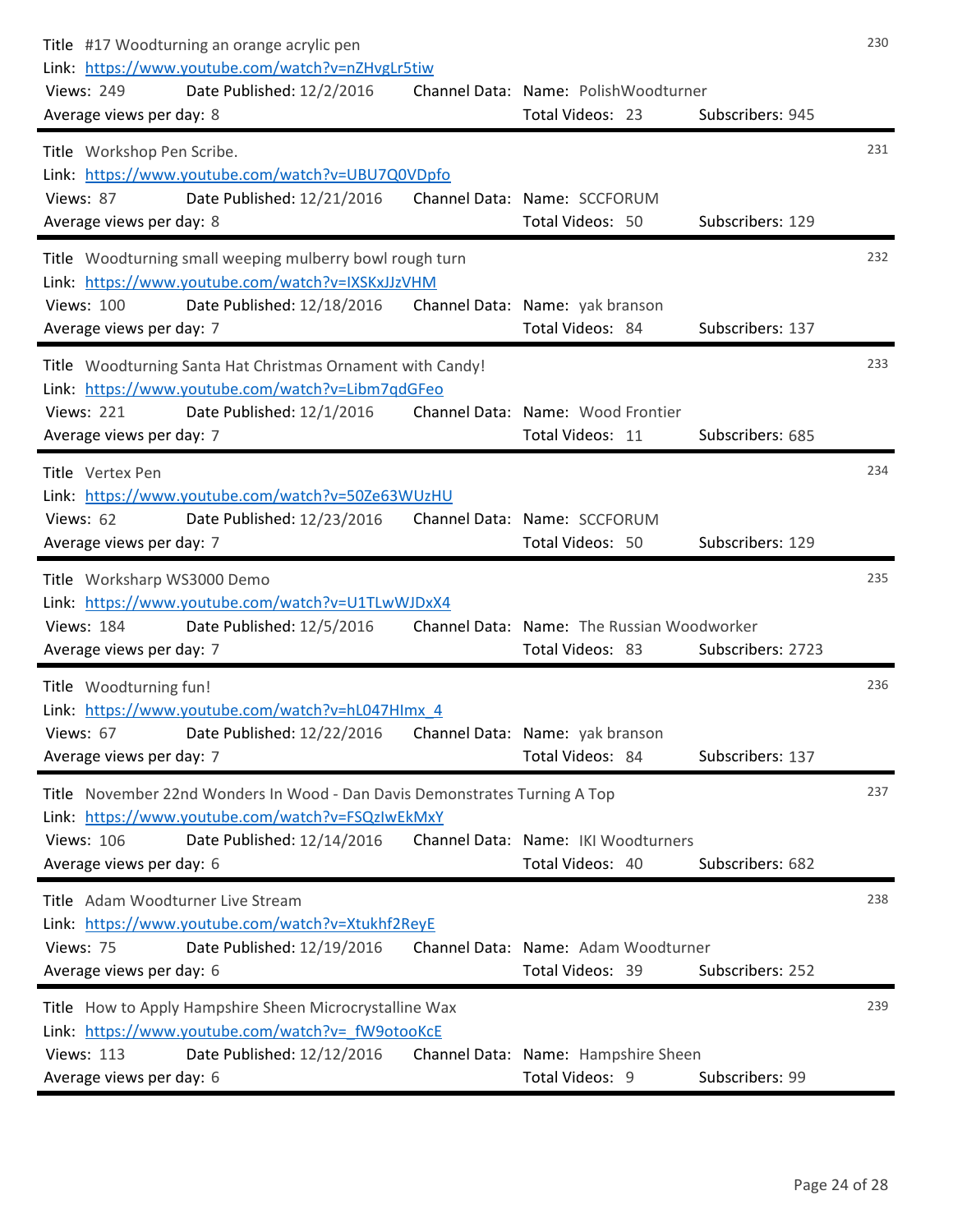Title #17 Woodturning an orange acrylic pen  
Link: https://www.youtube.com/watch?v=nZHvgLr5tiw  
Views: 249 Date Published: 12/2/2016 Channel Data: Name: PolishWoodturner  
Average views per day: 8 Total Videos: 23 Subscribers: 945  
230

---

Title Workshop Pen Scribe.  
Link: https://www.youtube.com/watch?v=UBU7Q0VDpfo  
Views: 87 Date Published: 12/21/2016 Channel Data: Name: SCCFORUM  
Average views per day: 8 Total Videos: 50 Subscribers: 129  
231

---

Title Woodturning small weeping mulberry bowl rough turn  
Link: https://www.youtube.com/watch?v=IXSKxJJzVHM  
Views: 100 Date Published: 12/18/2016 Channel Data: Name: yak branson  
Average views per day: 7 Total Videos: 84 Subscribers: 137  
232

---

Title Woodturning Santa Hat Christmas Ornament with Candy!  
Link: https://www.youtube.com/watch?v=Libm7qdGFeo  
Views: 221 Date Published: 12/1/2016 Channel Data: Name: Wood Frontier  
Average views per day: 7 Total Videos: 11 Subscribers: 685  
233

---

Title Vertex Pen  
Link: https://www.youtube.com/watch?v=50Ze63WUzHU  
Views: 62 Date Published: 12/23/2016 Channel Data: Name: SCCFORUM  
Average views per day: 7 Total Videos: 50 Subscribers: 129  
234

---

Title Worksharp WS3000 Demo  
Link: https://www.youtube.com/watch?v=U1TLwWJDxX4  
Views: 184 Date Published: 12/5/2016 Channel Data: Name: The Russian Woodworker  
Average views per day: 7 Total Videos: 83 Subscribers: 2723  
235

---

Title Woodturning fun!  
Link: https://www.youtube.com/watch?v=hL047HImx_4  
Views: 67 Date Published: 12/22/2016 Channel Data: Name: yak branson  
Average views per day: 7 Total Videos: 84 Subscribers: 137  
236

---

Title November 22nd Wonders In Wood - Dan Davis Demonstrates Turning A Top  
Link: https://www.youtube.com/watch?v=FSQzIwEkMxY  
Views: 106 Date Published: 12/14/2016 Channel Data: Name: IKI Woodturners  
Average views per day: 6 Total Videos: 40 Subscribers: 682  
237

---

Title Adam Woodturner Live Stream  
Link: https://www.youtube.com/watch?v=Xtukhf2ReyE  
Views: 75 Date Published: 12/19/2016 Channel Data: Name: Adam Woodturner  
Average views per day: 6 Total Videos: 39 Subscribers: 252  
238

---

Title How to Apply Hampshire Sheen Microcrystalline Wax  
Link: https://www.youtube.com/watch?v=_fW9otooKcE  
Views: 113 Date Published: 12/12/2016 Channel Data: Name: Hampshire Sheen  
Average views per day: 6 Total Videos: 9 Subscribers: 99  
239

---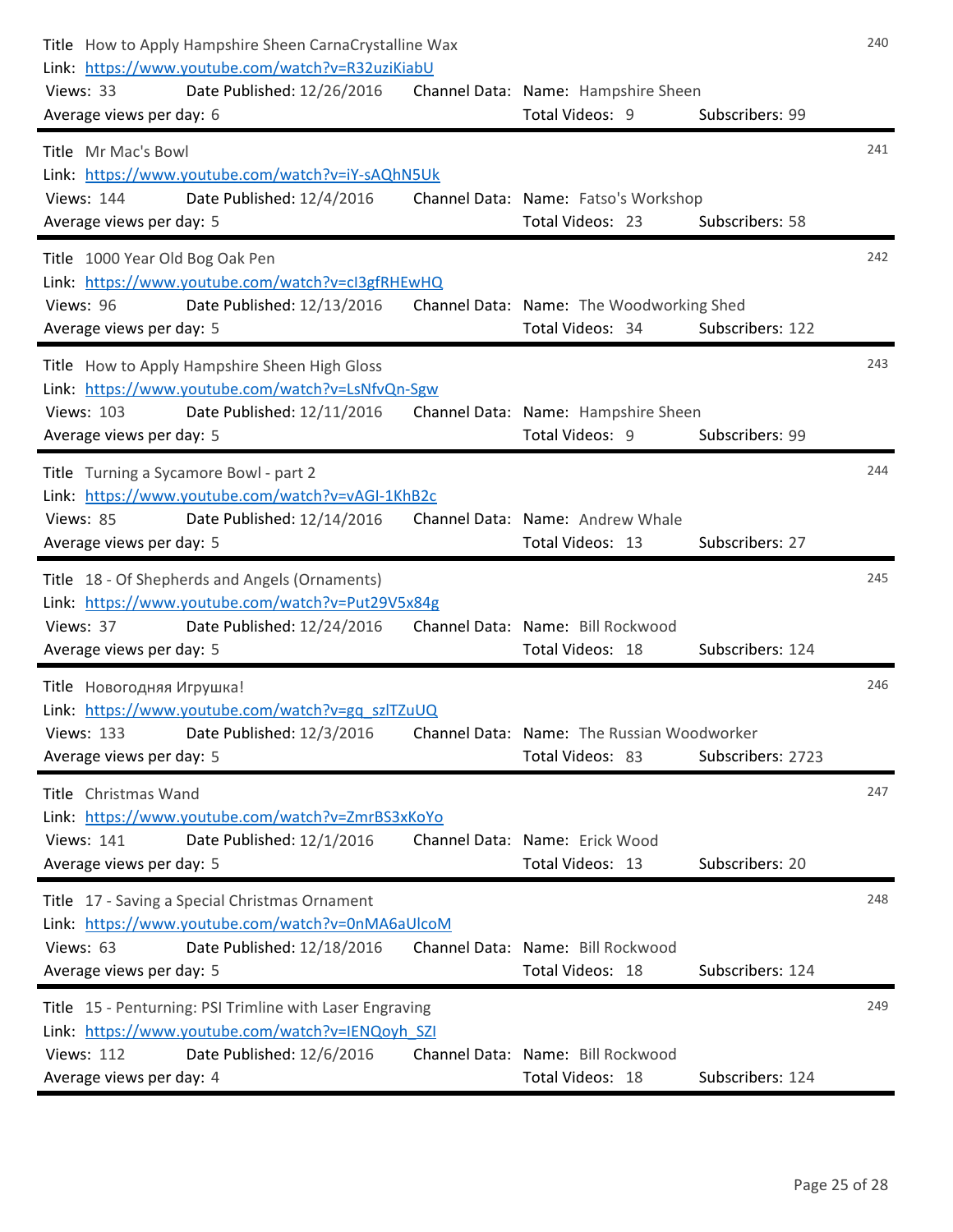240

Title How to Apply Hampshire Sheen CarnaCrystalline Wax
Link: https://www.youtube.com/watch?v=R32uziKiabU
Views: 33 Date Published: 12/26/2016 Channel Data: Name: Hampshire Sheen
Average views per day: 6 Total Videos: 9 Subscribers: 99

---

241

Title Mr Mac's Bowl
Link: https://www.youtube.com/watch?v=iY-sAQhN5Uk
Views: 144 Date Published: 12/4/2016 Channel Data: Name: Fatso's Workshop
Average views per day: 5 Total Videos: 23 Subscribers: 58

---

242

Title 1000 Year Old Bog Oak Pen
Link: https://www.youtube.com/watch?v=cI3gfRHEwHQ
Views: 96 Date Published: 12/13/2016 Channel Data: Name: The Woodworking Shed
Average views per day: 5 Total Videos: 34 Subscribers: 122

---

243

Title How to Apply Hampshire Sheen High Gloss
Link: https://www.youtube.com/watch?v=LsNfvQn-Sgw
Views: 103 Date Published: 12/11/2016 Channel Data: Name: Hampshire Sheen
Average views per day: 5 Total Videos: 9 Subscribers: 99

---

244

Title Turning a Sycamore Bowl - part 2
Link: https://www.youtube.com/watch?v=vAGI-1KhB2c
Views: 85 Date Published: 12/14/2016 Channel Data: Name: Andrew Whale
Average views per day: 5 Total Videos: 13 Subscribers: 27

---

245

Title 18 - Of Shepherds and Angels (Ornaments)
Link: https://www.youtube.com/watch?v=Put29V5x84g
Views: 37 Date Published: 12/24/2016 Channel Data: Name: Bill Rockwood
Average views per day: 5 Total Videos: 18 Subscribers: 124

---

246

Title Новогодняя Игрушка!
Link: https://www.youtube.com/watch?v=gq_szlTZuUQ
Views: 133 Date Published: 12/3/2016 Channel Data: Name: The Russian Woodworker
Average views per day: 5 Total Videos: 83 Subscribers: 2723

---

247

Title Christmas Wand
Link: https://www.youtube.com/watch?v=ZmrBS3xKoYo
Views: 141 Date Published: 12/1/2016 Channel Data: Name: Erick Wood
Average views per day: 5 Total Videos: 13 Subscribers: 20

---

248

Title 17 - Saving a Special Christmas Ornament
Link: https://www.youtube.com/watch?v=0nMA6aUlcoM
Views: 63 Date Published: 12/18/2016 Channel Data: Name: Bill Rockwood
Average views per day: 5 Total Videos: 18 Subscribers: 124

---

249

Title 15 - Penturning: PSI Trimline with Laser Engraving
Link: https://www.youtube.com/watch?v=IENQoyh_SZI
Views: 112 Date Published: 12/6/2016 Channel Data: Name: Bill Rockwood
Average views per day: 4 Total Videos: 18 Subscribers: 124

---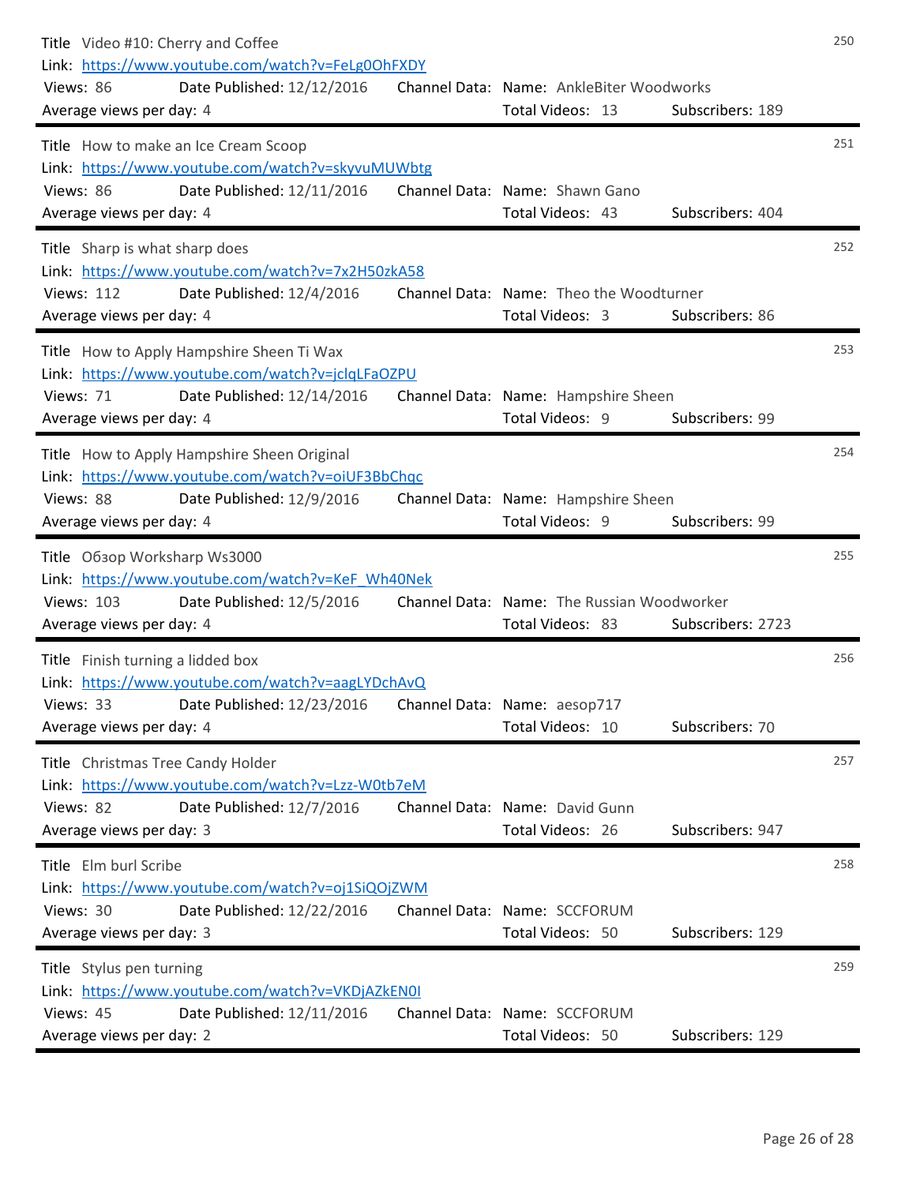Title Video #10: Cherry and Coffee
Link: https://www.youtube.com/watch?v=FeLg0OhFXDY
Views: 86 Date Published: 12/12/2016 Channel Data: Name: AnkleBiter Woodworks
Average views per day: 4 Total Videos: 13 Subscribers: 189

250

---

Title How to make an Ice Cream Scoop
Link: https://www.youtube.com/watch?v=skyvuMUWbtg
Views: 86 Date Published: 12/11/2016 Channel Data: Name: Shawn Gano
Average views per day: 4 Total Videos: 43 Subscribers: 404

251

---

Title Sharp is what sharp does
Link: https://www.youtube.com/watch?v=7x2H50zkA58
Views: 112 Date Published: 12/4/2016 Channel Data: Name: Theo the Woodturner
Average views per day: 4 Total Videos: 3 Subscribers: 86

252

---

Title How to Apply Hampshire Sheen Ti Wax
Link: https://www.youtube.com/watch?v=jclqLFaOZPU
Views: 71 Date Published: 12/14/2016 Channel Data: Name: Hampshire Sheen
Average views per day: 4 Total Videos: 9 Subscribers: 99

253

---

Title How to Apply Hampshire Sheen Original
Link: https://www.youtube.com/watch?v=oiUF3BbChqc
Views: 88 Date Published: 12/9/2016 Channel Data: Name: Hampshire Sheen
Average views per day: 4 Total Videos: 9 Subscribers: 99

254

---

Title Обзор Worksharp Ws3000
Link: https://www.youtube.com/watch?v=KeF_Wh40Nek
Views: 103 Date Published: 12/5/2016 Channel Data: Name: The Russian Woodworker
Average views per day: 4 Total Videos: 83 Subscribers: 2723

255

---

Title Finish turning a lidded box
Link: https://www.youtube.com/watch?v=aagLYDchAvQ
Views: 33 Date Published: 12/23/2016 Channel Data: Name: aesop717
Average views per day: 4 Total Videos: 10 Subscribers: 70

256

---

Title Christmas Tree Candy Holder
Link: https://www.youtube.com/watch?v=Lzz-W0tb7eM
Views: 82 Date Published: 12/7/2016 Channel Data: Name: David Gunn
Average views per day: 3 Total Videos: 26 Subscribers: 947

257

---

Title Elm burl Scribe
Link: https://www.youtube.com/watch?v=oj1SiQOjZWM
Views: 30 Date Published: 12/22/2016 Channel Data: Name: SCCFORUM
Average views per day: 3 Total Videos: 50 Subscribers: 129

258

---

Title Stylus pen turning
Link: https://www.youtube.com/watch?v=VKDjAZkEN0I
Views: 45 Date Published: 12/11/2016 Channel Data: Name: SCCFORUM
Average views per day: 2 Total Videos: 50 Subscribers: 129

259

---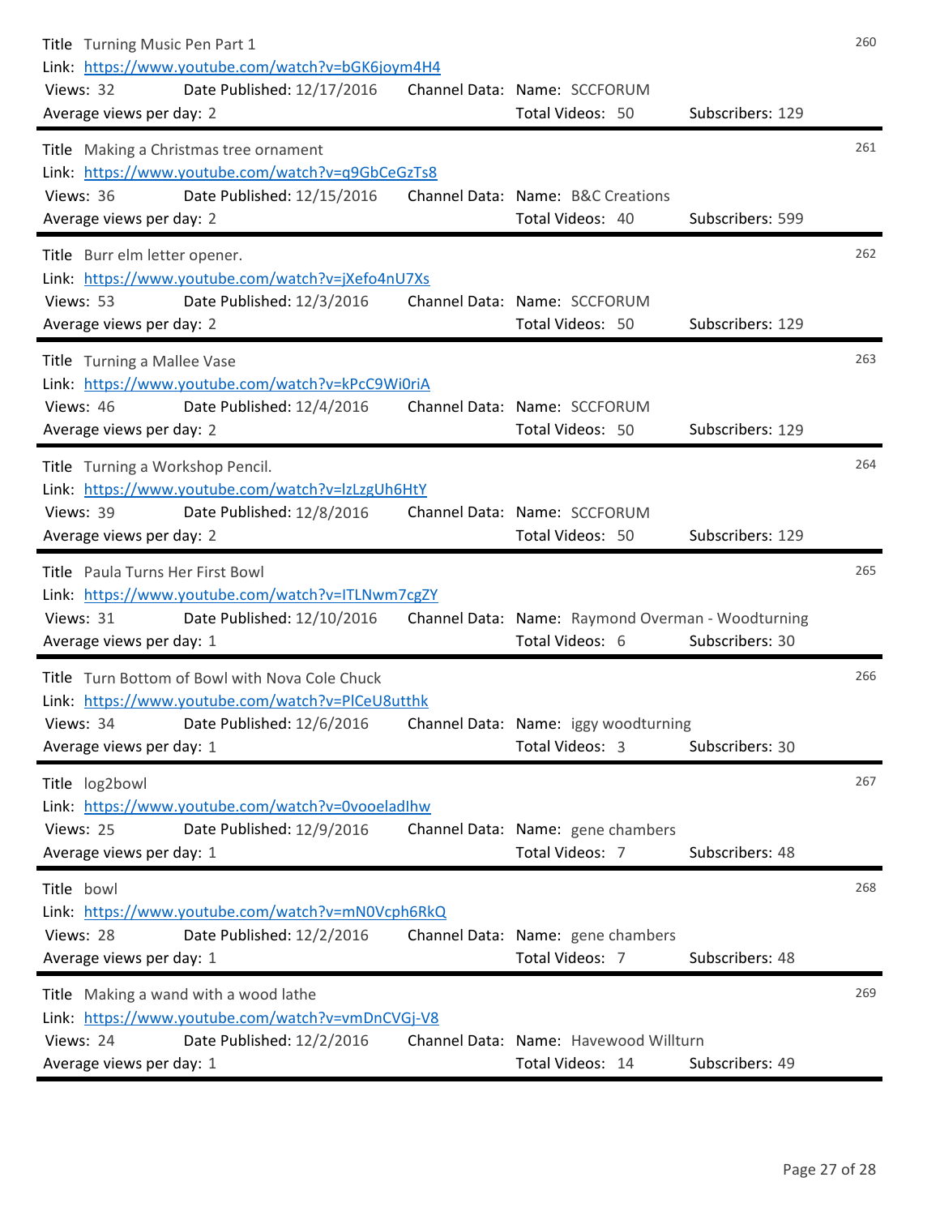Title Turning Music Pen Part 1
Link: https://www.youtube.com/watch?v=bGK6joym4H4
Views: 32 Date Published: 12/17/2016 Channel Data: Name: SCCFORUM
Average views per day: 2 Total Videos: 50 Subscribers: 129

260

---

Title Making a Christmas tree ornament
Link: https://www.youtube.com/watch?v=q9GbCeGzTs8
Views: 36 Date Published: 12/15/2016 Channel Data: Name: B&C Creations
Average views per day: 2 Total Videos: 40 Subscribers: 599

261

---

Title Burr elm letter opener.
Link: https://www.youtube.com/watch?v=jXefo4nU7Xs
Views: 53 Date Published: 12/3/2016 Channel Data: Name: SCCFORUM
Average views per day: 2 Total Videos: 50 Subscribers: 129

262

---

Title Turning a Mallee Vase
Link: https://www.youtube.com/watch?v=kPcC9Wi0riA
Views: 46 Date Published: 12/4/2016 Channel Data: Name: SCCFORUM
Average views per day: 2 Total Videos: 50 Subscribers: 129

263

---

Title Turning a Workshop Pencil.
Link: https://www.youtube.com/watch?v=lzLzgUh6HtY
Views: 39 Date Published: 12/8/2016 Channel Data: Name: SCCFORUM
Average views per day: 2 Total Videos: 50 Subscribers: 129

264

---

Title Paula Turns Her First Bowl
Link: https://www.youtube.com/watch?v=lTLNwm7cgZY
Views: 31 Date Published: 12/10/2016 Channel Data: Name: Raymond Overman - Woodturning
Average views per day: 1 Total Videos: 6 Subscribers: 30

265

---

Title Turn Bottom of Bowl with Nova Cole Chuck
Link: https://www.youtube.com/watch?v=PlCeU8utthk
Views: 34 Date Published: 12/6/2016 Channel Data: Name: iggy woodturning
Average views per day: 1 Total Videos: 3 Subscribers: 30

266

---

Title log2bowl
Link: https://www.youtube.com/watch?v=0vooeladlhw
Views: 25 Date Published: 12/9/2016 Channel Data: Name: gene chambers
Average views per day: 1 Total Videos: 7 Subscribers: 48

267

---

Title bowl
Link: https://www.youtube.com/watch?v=mN0Vcph6RkQ
Views: 28 Date Published: 12/2/2016 Channel Data: Name: gene chambers
Average views per day: 1 Total Videos: 7 Subscribers: 48

268

---

Title Making a wand with a wood lathe
Link: https://www.youtube.com/watch?v=vmDnCVGj-V8
Views: 24 Date Published: 12/2/2016 Channel Data: Name: Havewood Willturn
Average views per day: 1 Total Videos: 14 Subscribers: 49

269

---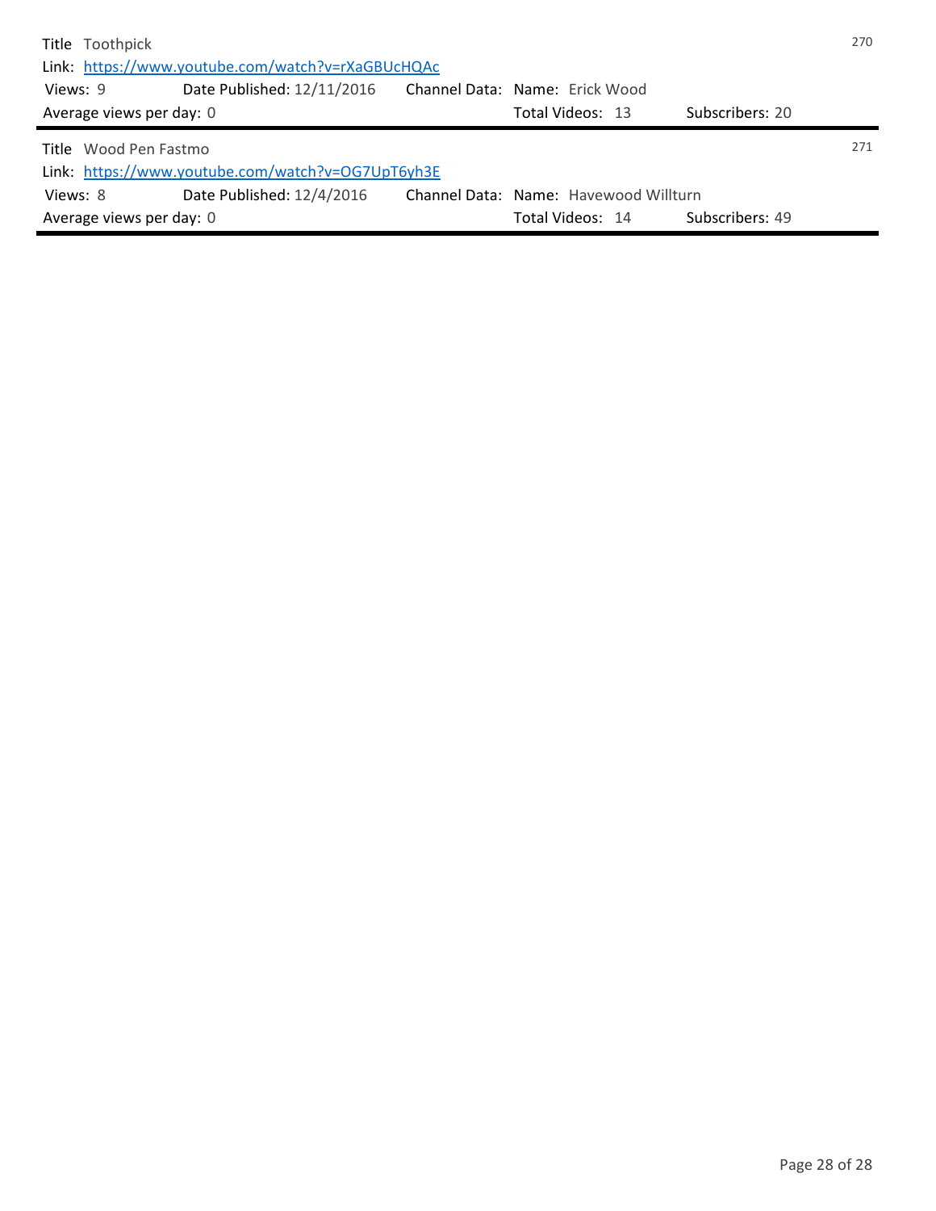Title Toothpick 270

Link: https://www.youtube.com/watch?v=rXaGBUcHQAc

Views: 9 Date Published: 12/11/2016 Channel Data: Name: Erick Wood

Average views per day: 0 Total Videos: 13 Subscribers: 20

---

Title Wood Pen Fastmo 271

Link: https://www.youtube.com/watch?v=OG7UpT6yh3E

Views: 8 Date Published: 12/4/2016 Channel Data: Name: Havewood Willturn

Average views per day: 0 Total Videos: 14 Subscribers: 49

---